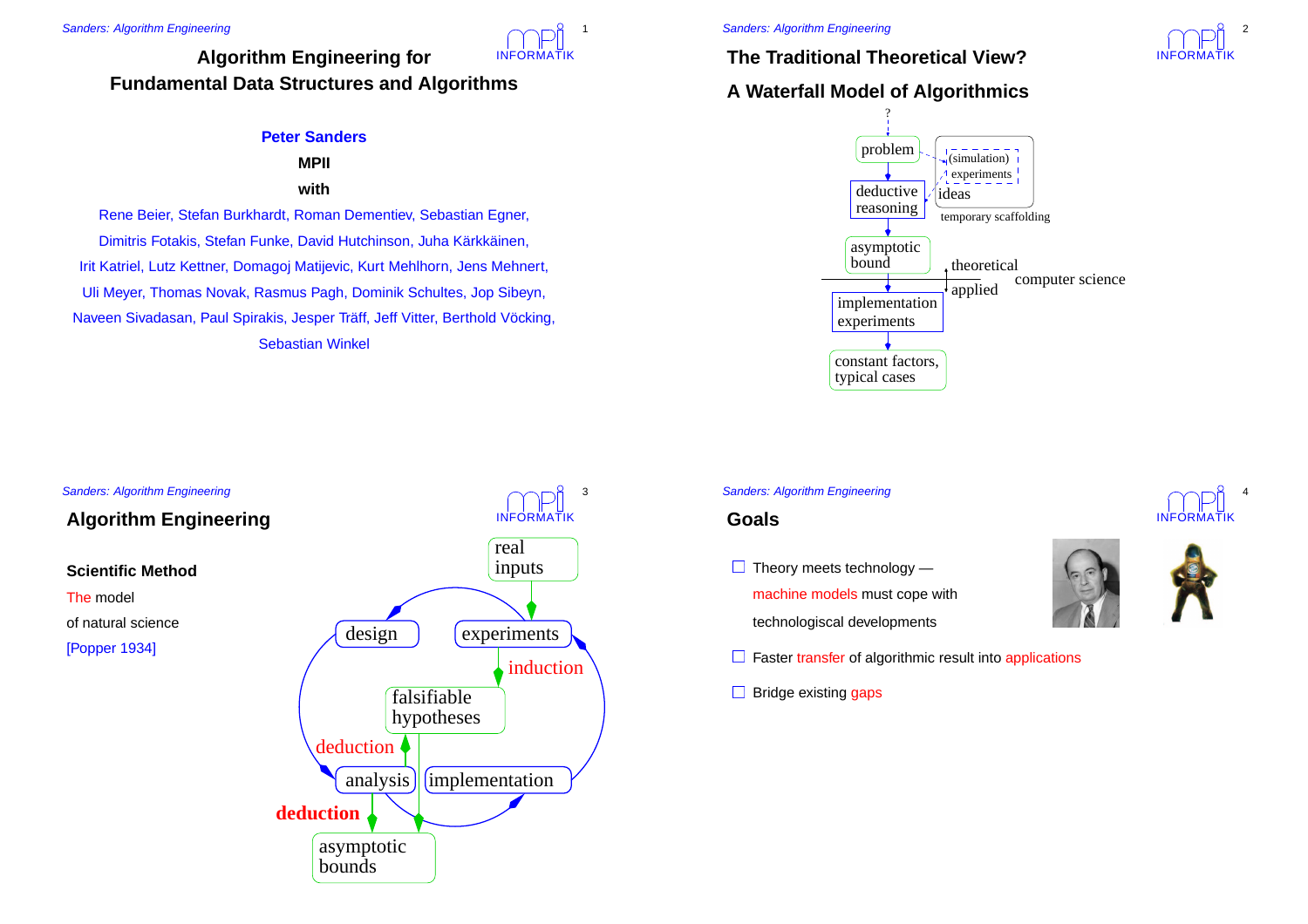# Algorithm Engineering for Fundamental Data Structures and Algorithms

**Peter Sanders**

**MPII**

**with**

Rene Beier, Stefan Burkhardt, Roman Dementiev, Sebastian Egner, Dimitris Fotakis, Stefan Funke, David Hutchinson, Juha Kärkkäinen, Irit Katriel, Lutz Kettner, Domagoj Matijevic, Kurt Mehlhorn, Jens Mehnert, Uli Meyer, Thomas Novak, Rasmus Pagh, Dominik Schultes, Jop Sibeyn, Naveen Sivadasan, Paul Spirakis, Jesper Träff, Jeff Vitter, Berthold Vöcking, Sebastian Winkel

## The Traditional Theoretical View?

## A Waterfall Model of Algorithmics

?

problem

(simulation) experiments

deductive reasoning

ideas

temporary scaffolding

asymptotic bound

theoretical

computer science

applied

implementation experiments

constant factors, typical cases

## Algorithm Engineering

**Scientific Method**

The model of natural science [Popper 1934]

real inputs

design

experiments

induction

falsifiable hypotheses

deduction

analysis

implementation

**deduction**

asymptotic bounds

## Goals

- Theory meets technology — machine models must cope with technologiscal developments
- Faster transfer of algorithmic result into applications
- Bridge existing gaps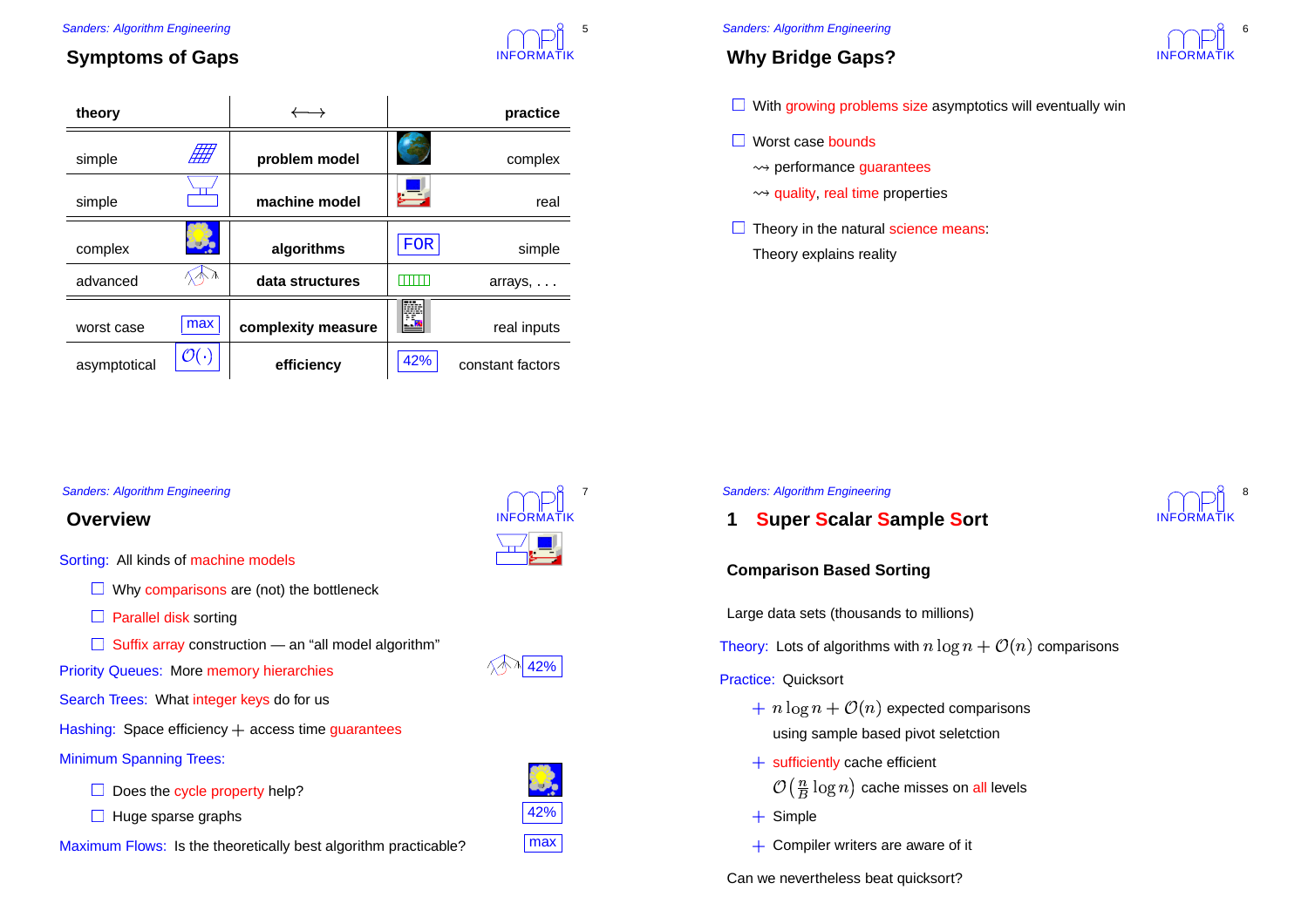## Symptoms of Gaps

| theory | $\longleftrightarrow$ | practice |
|---|---|---|
| simple | **problem model** | complex |
| simple | **machine model** | real |
| complex | **algorithms** | FOR simple |
| advanced | **data structures** | arrays, . . . |
| worst case max | **complexity measure** | real inputs |
| asymptotical $\mathcal{O}(\cdot)$ | **efficiency** | 42% constant factors |

## Why Bridge Gaps?

- With growing problems size asymptotics will eventually win
- Worst case bounds
  - $\rightsquigarrow$ performance guarantees
  - $\rightsquigarrow$ quality, real time properties
- Theory in the natural science means:

  Theory explains reality

## Overview

Sorting: All kinds of machine models

- Why comparisons are (not) the bottleneck
- Parallel disk sorting
- Suffix array construction — an "all model algorithm"

Priority Queues: More memory hierarchies

Search Trees: What integer keys do for us

Hashing: Space efficiency + access time guarantees

Minimum Spanning Trees:

- Does the cycle property help?
- Huge sparse graphs

Maximum Flows: Is the theoretically best algorithm practicable?

## 1 Super Scalar Sample Sort

### Comparison Based Sorting

Large data sets (thousands to millions)

Theory: Lots of algorithms with $n\log n + \mathcal{O}(n)$ comparisons

Practice: Quicksort

- \+ $n\log n + \mathcal{O}(n)$ expected comparisons using sample based pivot seletction
- \+ sufficiently cache efficient $\mathcal{O}\left(\frac{n}{B}\log n\right)$ cache misses on all levels
- \+ Simple
- \+ Compiler writers are aware of it

Can we nevertheless beat quicksort?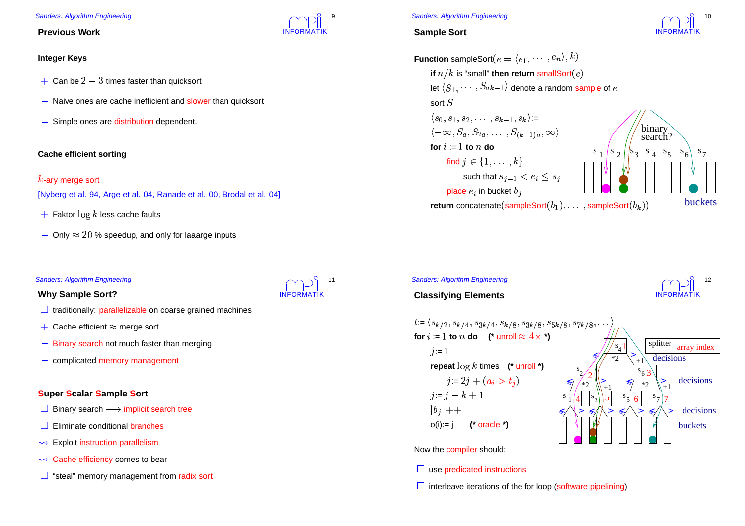## Previous Work

### Integer Keys

+ Can be $2-3$ times faster than quicksort
− Naive ones are cache inefficient and slower than quicksort
− Simple ones are distribution dependent.

### Cache efficient sorting

$k$-ary merge sort

[Nyberg et al. 94, Arge et al. 04, Ranade et al. 00, Brodal et al. 04]

+ Faktor $\log k$ less cache faults
− Only $\approx 20$ % speedup, and only for laaarge inputs

## Sample Sort

**Function** sampleSort$(e = \langle e_1, \cdots, e_n \rangle, k)$

**if** $n/k$ is "small" **then return** smallSort$(e)$

let $\langle S_1, \cdots, S_{ak-1} \rangle$ denote a random sample of $e$

sort $S$

$\langle s_0, s_1, s_2, \ldots, s_{k-1}, s_k \rangle :=$

$\langle -\infty, S_a, S_{2a}, \ldots, S_{(k-1)a}, \infty \rangle$

**for** $i := 1$ **to** $n$ **do**

find $j \in \{1, \ldots, k\}$

such that $s_{j-1} < e_i \leq s_j$

place $e_i$ in bucket $b_j$

**return** concatenate(sampleSort$(b_1), \ldots,$ sampleSort$(b_k)$)

binary search?

$s_1$ $s_2$ $s_3$ $s_4$ $s_5$ $s_6$ $s_7$

buckets

## Why Sample Sort?

- traditionally: parallelizable on coarse grained machines

+ Cache efficient $\approx$ merge sort
− Binary search not much faster than merging
− complicated memory management

### Super Scalar Sample Sort

- Binary search $\longrightarrow$ implicit search tree
- Eliminate conditional branches
- Exploit instruction parallelism
- Cache efficiency comes to bear
- "steal" memory management from radix sort

## Classifying Elements

$t := \langle s_{k/2}, s_{k/4}, s_{3k/4}, s_{k/8}, s_{3k/8}, s_{5k/8}, s_{7k/8}, \cdots \rangle$

**for** $i := 1$ **to** $n$ **do** (* unroll $\approx 4\times$ *)

$j := 1$

**repeat** $\log k$ times (* unroll *)

$j := 2j + (a_i > t_j)$

$j := j - k + 1$

$|b_j|++$

o(i):= j (* oracle *)

splitter array index

decisions

decisions

decisions

buckets

Now the compiler should:

- use predicated instructions
- interleave iterations of the for loop (software pipelining)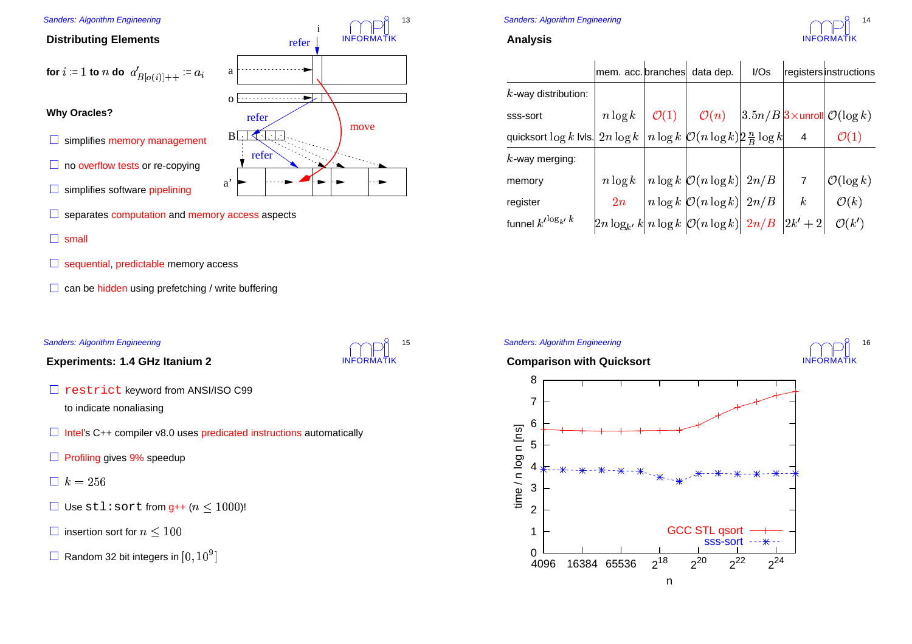## Distributing Elements

**for** $i := 1$ **to** $n$ **do** $a'_{B[o(i)]++} := a_i$

**Why Oracles?**

- simplifies memory management
- no overflow tests or re-copying
- simplifies software pipelining
- separates computation and memory access aspects
- small
- sequential, predictable memory access
- can be hidden using prefetching / write buffering

## Analysis

| | mem. acc. | branches | data dep. | I/Os | registers | instructions |
|---|---|---|---|---|---|---|
| $k$-way distribution: | | | | | | |
| sss-sort | $n\log k$ | $\mathcal{O}(1)$ | $\mathcal{O}(n)$ | $3.5n/B$ | $3\times$unroll | $\mathcal{O}(\log k)$ |
| quicksort $\log k$ lvls. | $2n\log k$ | $n\log k$ | $\mathcal{O}(n\log k)$ | $2\frac{n}{B}\log k$ | 4 | $\mathcal{O}(1)$ |
| $k$-way merging: | | | | | | |
| memory | $n\log k$ | $n\log k$ | $\mathcal{O}(n\log k)$ | $2n/B$ | 7 | $\mathcal{O}(\log k)$ |
| register | $2n$ | $n\log k$ | $\mathcal{O}(n\log k)$ | $2n/B$ | $k$ | $\mathcal{O}(k)$ |
| funnel $k'^{\log_{k'} k}$ | $2n\log_{k'} k$ | $n\log k$ | $\mathcal{O}(n\log k)$ | $2n/B$ | $2k'+2$ | $\mathcal{O}(k')$ |

## Experiments: 1.4 GHz Itanium 2

- `restrict` keyword from ANSI/ISO C99 to indicate nonaliasing
- Intel's C++ compiler v8.0 uses predicated instructions automatically
- Profiling gives 9% speedup
- $k = 256$
- Use `stl:sort` from g++ ($n \leq 1000$)!
- insertion sort for $n \leq 100$
- Random 32 bit integers in $[0, 10^9]$

## Comparison with Quicksort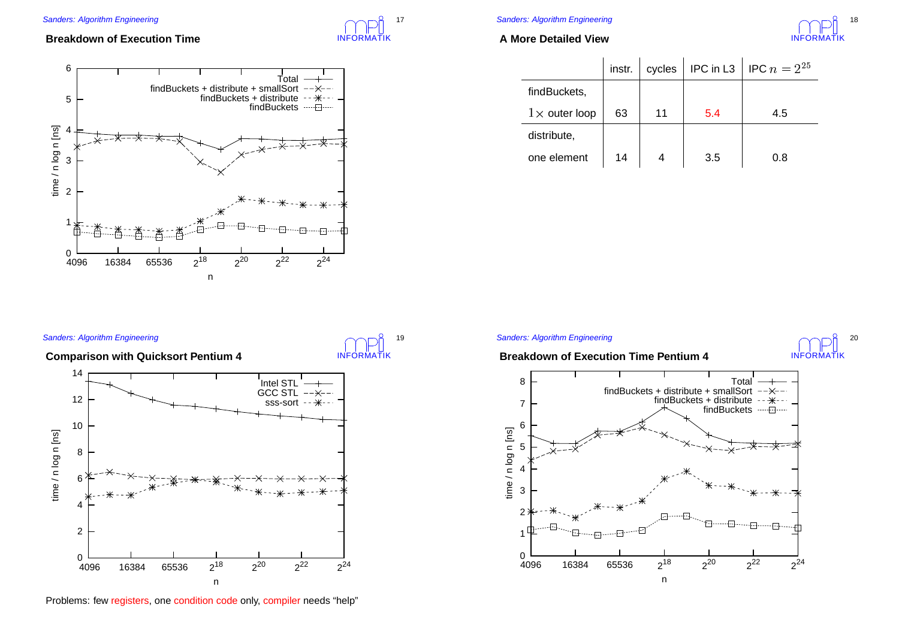## Breakdown of Execution Time

## A More Detailed View

| | instr. | cycles | IPC in L3 | IPC $n = 2^{25}$ |
|---|---|---|---|---|
| findBuckets, $1\times$ outer loop | 63 | 11 | 5.4 | 4.5 |
| distribute, one element | 14 | 4 | 3.5 | 0.8 |

## Comparison with Quicksort Pentium 4

Problems: few registers, one condition code only, compiler needs "help"

## Breakdown of Execution Time Pentium 4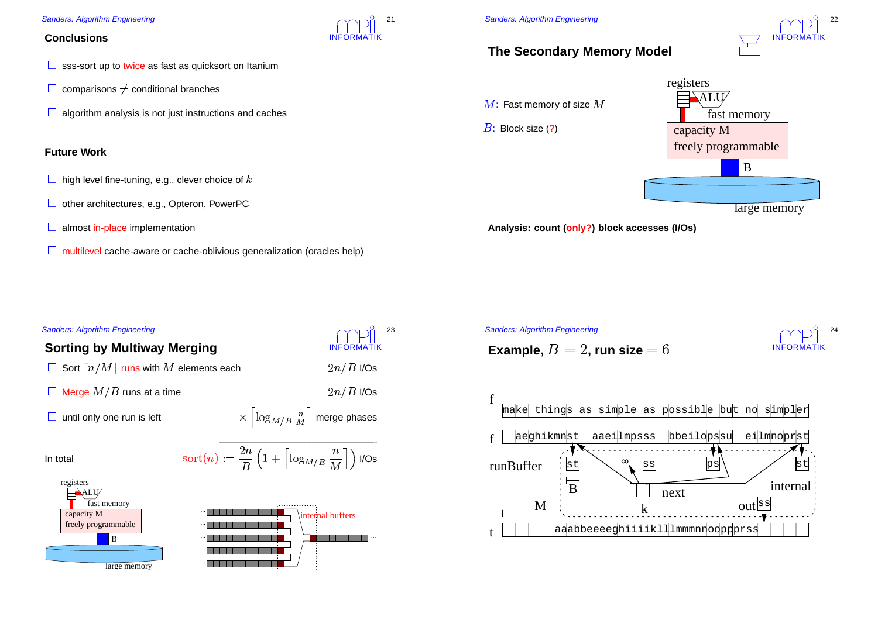## Conclusions

- sss-sort up to twice as fast as quicksort on Itanium
- comparisons $\neq$ conditional branches
- algorithm analysis is not just instructions and caches

### Future Work

- high level fine-tuning, e.g., clever choice of $k$
- other architectures, e.g., Opteron, PowerPC
- almost in-place implementation
- multilevel cache-aware or cache-oblivious generalization (oracles help)

## The Secondary Memory Model

$M$: Fast memory of size $M$

$B$: Block size (?)

registers, ALU, fast memory, capacity M, freely programmable, B, large memory

**Analysis: count (only?) block accesses (I/Os)**

## Sorting by Multiway Merging

- Sort $\lceil n/M \rceil$ runs with $M$ elements each — $2n/B$ I/Os
- Merge $M/B$ runs at a time — $2n/B$ I/Os
- until only one run is left — $\times \left\lceil \log_{M/B} \frac{n}{M} \right\rceil$ merge phases

In total

$$\mathrm{sort}(n) := \frac{2n}{B}\left(1 + \left\lceil \log_{M/B} \frac{n}{M} \right\rceil\right) \text{ I/Os}$$

registers, ALU, fast memory, capacity M, freely programmable, B, large memory

internal buffers

## Example, $B = 2$, run size $= 6$

f: make things as simple as possible but no simpler

f: __aeghikmnst__aaeilmpsss__bbeilopssu__eilmnoprst

runBuffer: st, ss, ps, st; $\infty$; B; next; k; internal; out ss; M

t: aaabbeeeeghiiiiklllmmmnnooppprss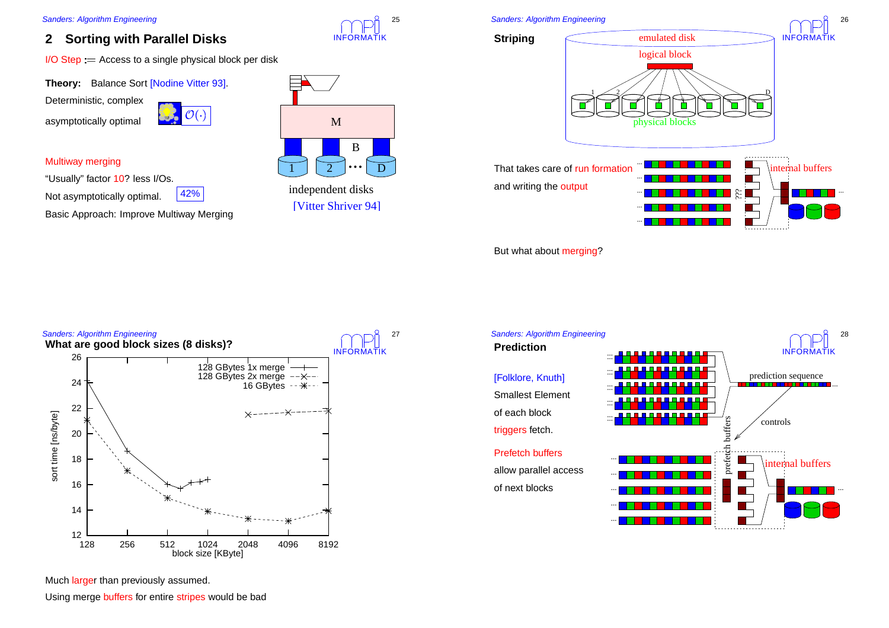## 2 Sorting with Parallel Disks

I/O Step := Access to a single physical block per disk

**Theory:** Balance Sort [Nodine Vitter 93].

Deterministic, complex

asymptotically optimal $\mathcal{O}(\cdot)$

Multiway merging

"Usually" factor 10? less I/Os.

Not asymptotically optimal. 42%

Basic Approach: Improve Multiway Merging

M

B

1 2 ··· D

independent disks

[Vitter Shriver 94]

**Striping**

emulated disk

logical block

1 2 D

physical blocks

That takes care of run formation

and writing the output

???

internal buffers

But what about merging?

**What are good block sizes (8 disks)?**

sort time [ns/byte] vs. block size [KByte] (128, 256, 512, 1024, 2048, 4096, 8192); curves: 128 GBytes 1x merge, 128 GBytes 2x merge, 16 GBytes

Much larger than previously assumed.

Using merge buffers for entire stripes would be bad

**Prediction**

[Folklore, Knuth]

Smallest Element

of each block

triggers fetch.

Prefetch buffers

allow parallel access

of next blocks

prediction sequence

controls

prefetch buffers

internal buffers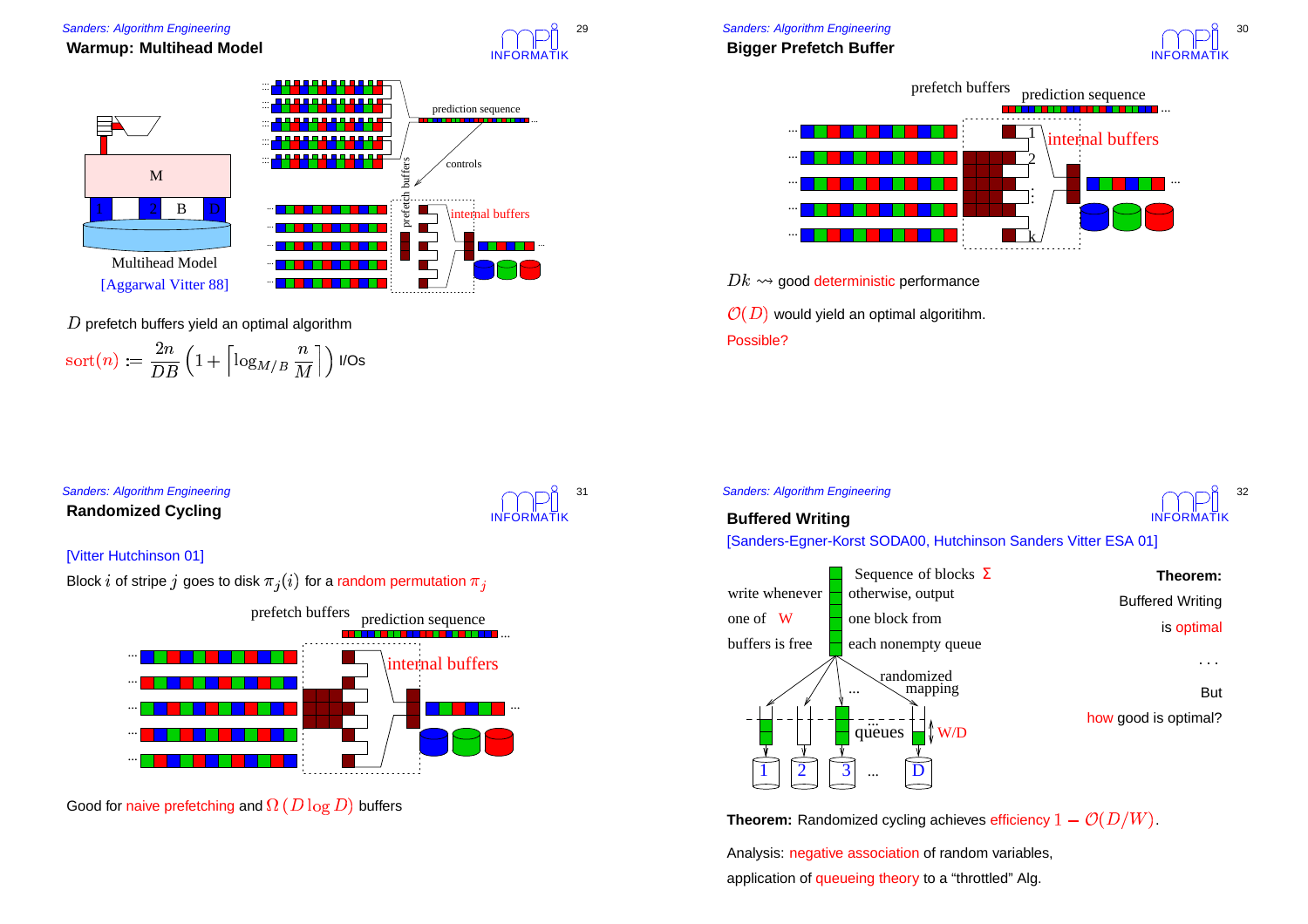## Warmup: Multihead Model

Multihead Model

[Aggarwal Vitter 88]

$D$ prefetch buffers yield an optimal algorithm

$$\mathrm{sort}(n) := \frac{2n}{DB}\left(1+\left\lceil\log_{M/B}\frac{n}{M}\right\rceil\right) \text{ I/Os}$$

## Bigger Prefetch Buffer

$Dk \rightsquigarrow$ good deterministic performance

$\mathcal{O}(D)$ would yield an optimal algoritihm.

Possible?

## Randomized Cycling

[Vitter Hutchinson 01]

Block $i$ of stripe $j$ goes to disk $\pi_j(i)$ for a random permutation $\pi_j$

Good for naive prefetching and $\Omega(D\log D)$ buffers

## Buffered Writing

[Sanders-Egner-Korst SODA00, Hutchinson Sanders Vitter ESA 01]

Sequence of blocks $\Sigma$

write whenever one of $W$ buffers is free otherwise, output one block from each nonempty queue

randomized mapping

queues $W/D$

**Theorem:** Buffered Writing is optimal

...

But how good is optimal?

**Theorem:** Randomized cycling achieves efficiency $1-\mathcal{O}(D/W)$.

Analysis: negative association of random variables, application of queueing theory to a "throttled" Alg.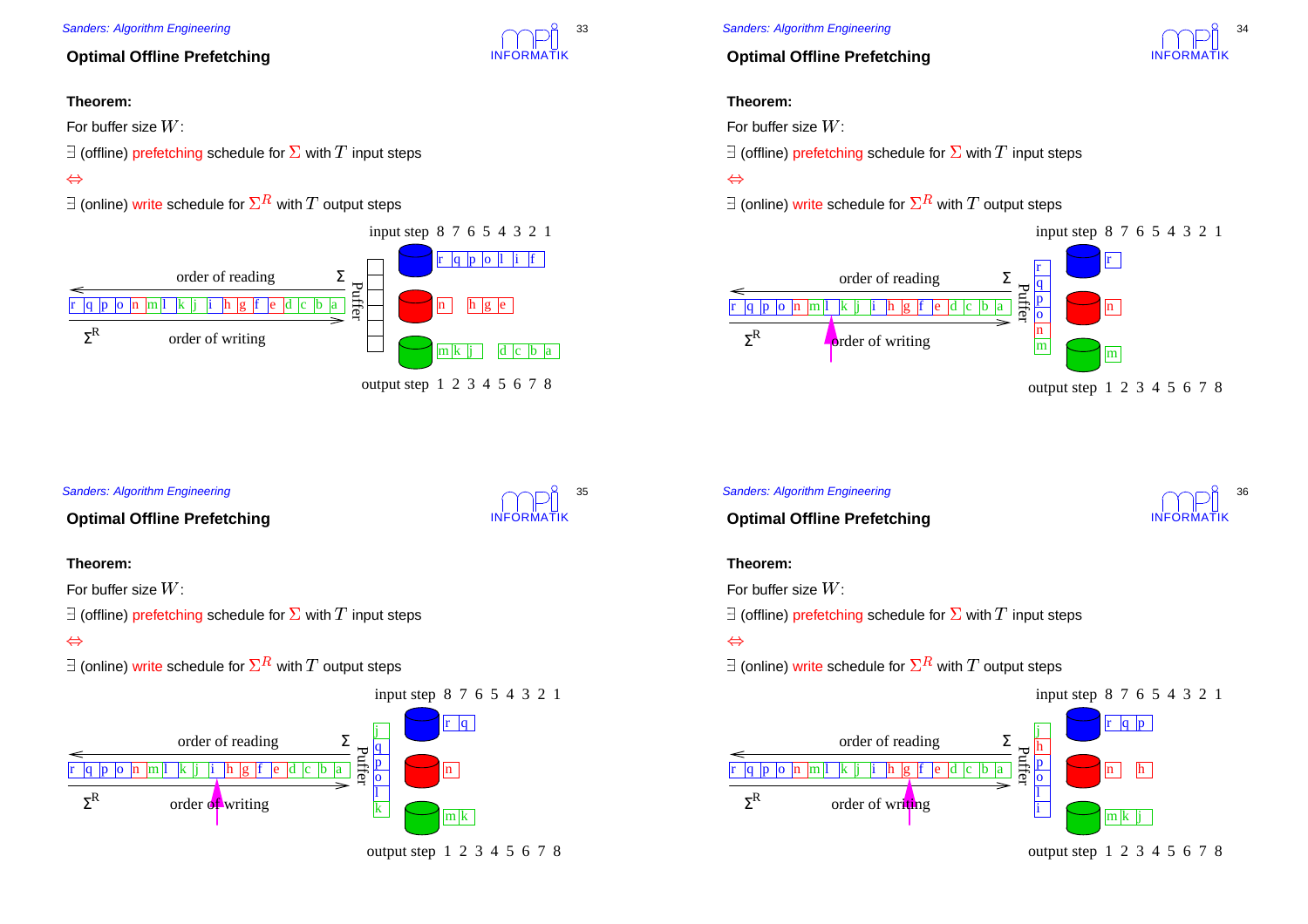## Optimal Offline Prefetching

**Theorem:**

For buffer size $W$:

$\exists$ (offline) prefetching schedule for $\Sigma$ with $T$ input steps

$\Leftrightarrow$

$\exists$ (online) write schedule for $\Sigma^R$ with $T$ output steps

input step 8 7 6 5 4 3 2 1

order of reading $\Sigma$

r q p o n m l k j i h g f e d c b a

$\Sigma^R$ order of writing

Puffer

r q p o l i f

n h g e

m k j d c b a

output step 1 2 3 4 5 6 7 8

## Optimal Offline Prefetching

**Theorem:**

For buffer size $W$:

$\exists$ (offline) prefetching schedule for $\Sigma$ with $T$ input steps

$\Leftrightarrow$

$\exists$ (online) write schedule for $\Sigma^R$ with $T$ output steps

input step 8 7 6 5 4 3 2 1

order of reading $\Sigma$

r q p o n m l k j i h g f e d c b a

$\Sigma^R$ order of writing

Puffer: r q p o n m

r

n

m

output step 1 2 3 4 5 6 7 8

## Optimal Offline Prefetching

**Theorem:**

For buffer size $W$:

$\exists$ (offline) prefetching schedule for $\Sigma$ with $T$ input steps

$\Leftrightarrow$

$\exists$ (online) write schedule for $\Sigma^R$ with $T$ output steps

input step 8 7 6 5 4 3 2 1

order of reading $\Sigma$

r q p o n m l k j i h g f e d c b a

$\Sigma^R$ order of writing

Puffer: j q p o l k

r q

n

m k

output step 1 2 3 4 5 6 7 8

## Optimal Offline Prefetching

**Theorem:**

For buffer size $W$:

$\exists$ (offline) prefetching schedule for $\Sigma$ with $T$ input steps

$\Leftrightarrow$

$\exists$ (online) write schedule for $\Sigma^R$ with $T$ output steps

input step 8 7 6 5 4 3 2 1

order of reading $\Sigma$

r q p o n m l k j i h g f e d c b a

$\Sigma^R$ order of writing

Puffer: j h p o l i

r q p

n h

m k j

output step 1 2 3 4 5 6 7 8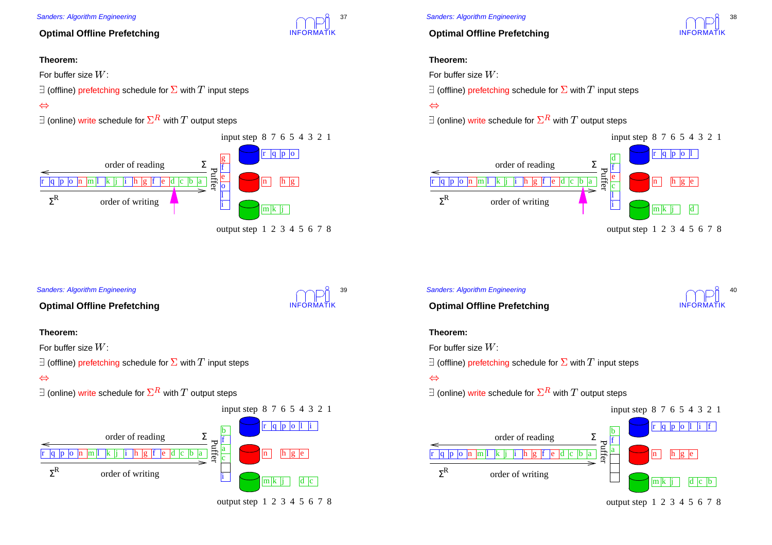## Optimal Offline Prefetching

**Theorem:**

For buffer size $W$:

$\exists$ (offline) prefetching schedule for $\Sigma$ with $T$ input steps

$\Leftrightarrow$

$\exists$ (online) write schedule for $\Sigma^R$ with $T$ output steps

## Optimal Offline Prefetching

**Theorem:**

For buffer size $W$:

$\exists$ (offline) prefetching schedule for $\Sigma$ with $T$ input steps

$\Leftrightarrow$

$\exists$ (online) write schedule for $\Sigma^R$ with $T$ output steps

## Optimal Offline Prefetching

**Theorem:**

For buffer size $W$:

$\exists$ (offline) prefetching schedule for $\Sigma$ with $T$ input steps

$\Leftrightarrow$

$\exists$ (online) write schedule for $\Sigma^R$ with $T$ output steps

## Optimal Offline Prefetching

**Theorem:**

For buffer size $W$:

$\exists$ (offline) prefetching schedule for $\Sigma$ with $T$ input steps

$\Leftrightarrow$

$\exists$ (online) write schedule for $\Sigma^R$ with $T$ output steps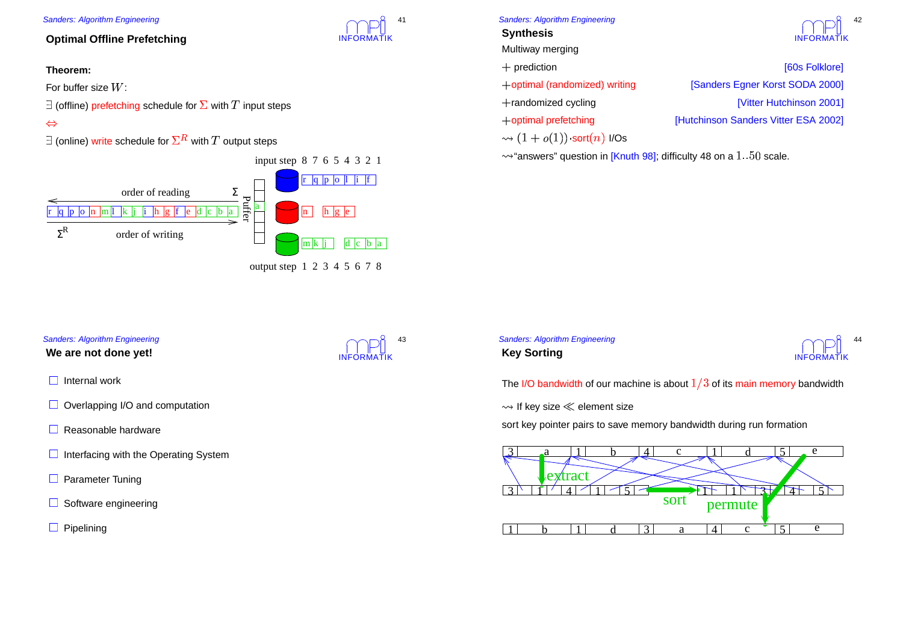## Optimal Offline Prefetching

**Theorem:**

For buffer size $W$:

$\exists$ (offline) prefetching schedule for $\Sigma$ with $T$ input steps

$\Leftrightarrow$

$\exists$ (online) write schedule for $\Sigma^R$ with $T$ output steps

input step 8 7 6 5 4 3 2 1

order of reading $\Sigma$

r q p o n m l k j i h g f e d c b a

$\Sigma^R$ order of writing

Puffer

output step 1 2 3 4 5 6 7 8

## Synthesis

Multiway merging

+ prediction [60s Folklore]

+optimal (randomized) writing [Sanders Egner Korst SODA 2000]

+randomized cycling [Vitter Hutchinson 2001]

+optimal prefetching [Hutchinson Sanders Vitter ESA 2002]

$\rightsquigarrow (1+o(1))\cdot\text{sort}(n)$ I/Os

$\rightsquigarrow$"answers" question in [Knuth 98]; difficulty 48 on a $1..50$ scale.

## We are not done yet!

- ☐ Internal work
- ☐ Overlapping I/O and computation
- ☐ Reasonable hardware
- ☐ Interfacing with the Operating System
- ☐ Parameter Tuning
- ☐ Software engineering
- ☐ Pipelining

## Key Sorting

The I/O bandwidth of our machine is about $1/3$ of its main memory bandwidth

$\rightsquigarrow$ If key size $\ll$ element size

sort key pointer pairs to save memory bandwidth during run formation

3 a 1 b 4 c 1 d 5 e

extract

3 1 4 1 5 → sort → 1 1 3 4 5

permute

1 b 1 d 3 a 4 c 5 e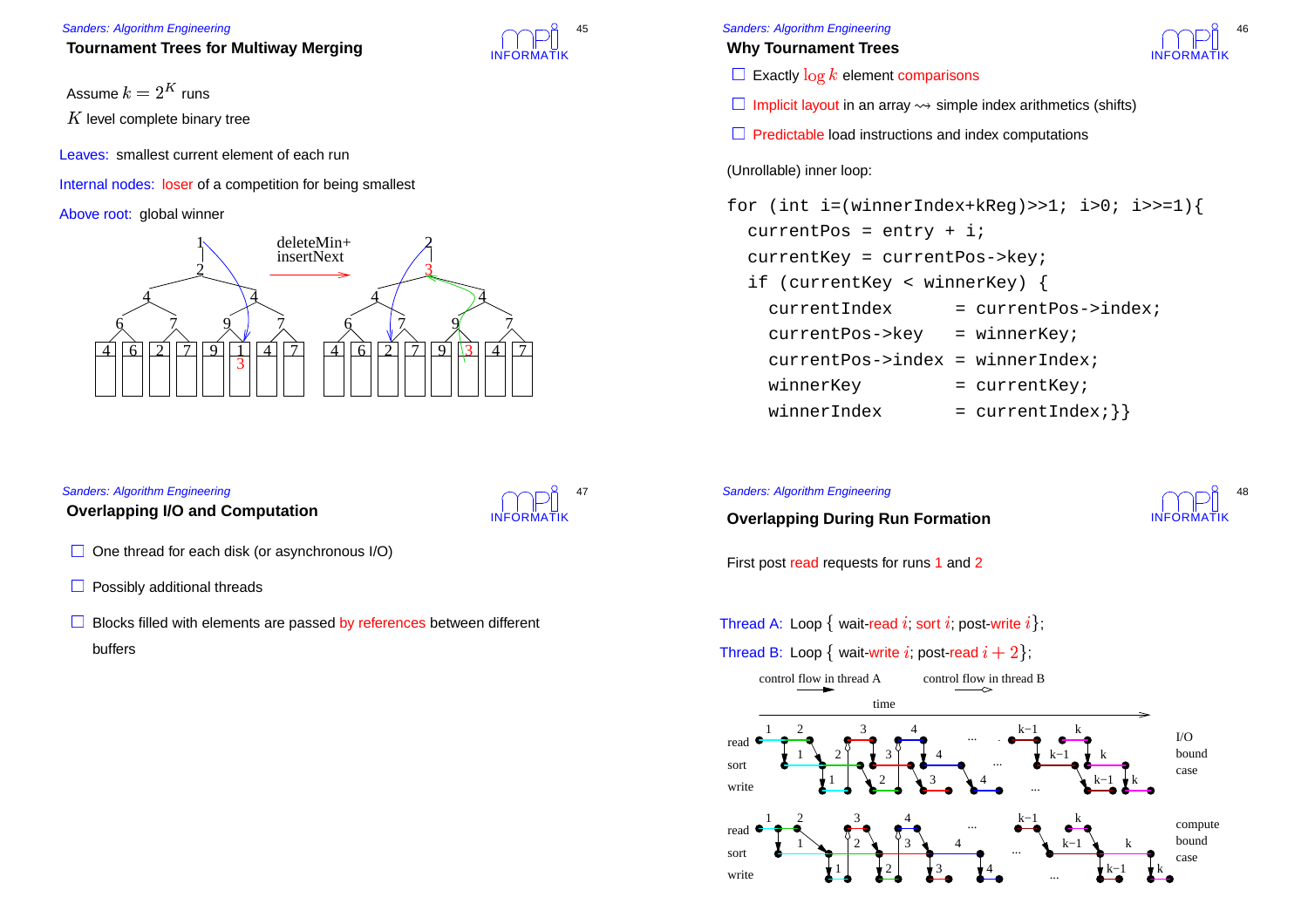## Tournament Trees for Multiway Merging

Assume $k = 2^K$ runs

$K$ level complete binary tree

Leaves: smallest current element of each run

Internal nodes: loser of a competition for being smallest

Above root: global winner

deleteMin+ insertNext

## Why Tournament Trees

- Exactly $\log k$ element comparisons
- Implicit layout in an array $\rightsquigarrow$ simple index arithmetics (shifts)
- Predictable load instructions and index computations

(Unrollable) inner loop:

```
for (int i=(winnerIndex+kReg)>>1; i>0; i>>=1){
  currentPos = entry + i;
  currentKey = currentPos->key;
  if (currentKey < winnerKey) {
    currentIndex      = currentPos->index;
    currentPos->key   = winnerKey;
    currentPos->index = winnerIndex;
    winnerKey         = currentKey;
    winnerIndex       = currentIndex;}}
```

## Overlapping I/O and Computation

- One thread for each disk (or asynchronous I/O)
- Possibly additional threads
- Blocks filled with elements are passed by references between different buffers

## Overlapping During Run Formation

First post read requests for runs 1 and 2

Thread A: Loop { wait-read $i$; sort $i$; post-write $i$};

Thread B: Loop { wait-write $i$; post-read $i+2$};

control flow in thread A — control flow in thread B

time

I/O bound case

compute bound case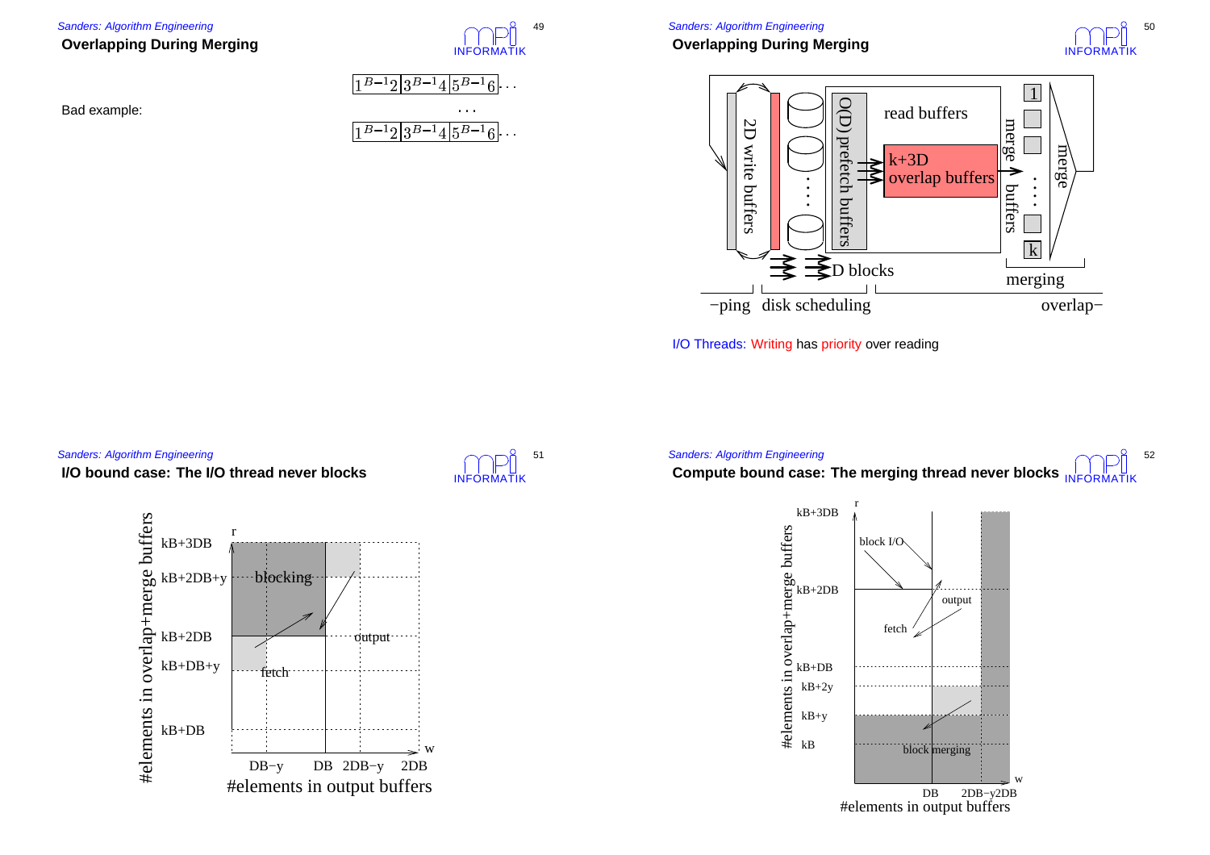## Overlapping During Merging

Bad example:

$1^{B-1}2|3^{B-1}4|5^{B-1}6|\cdots$

$\cdots$

$1^{B-1}2|3^{B-1}4|5^{B-1}6|\cdots$

## Overlapping During Merging

2D write buffers — O(D) prefetch buffers — read buffers — k+3D overlap buffers — merge buffers — merge — D blocks — merging

overlap−ping — disk scheduling

I/O Threads: Writing has priority over reading

## I/O bound case: The I/O thread never blocks

r: #elements in overlap+merge buffers (kB+DB, kB+DB+y, kB+2DB, kB+2DB+y, kB+3DB)

w: #elements in output buffers (DB−y, DB, 2DB−y, 2DB)

blocking — fetch — output

## Compute bound case: The merging thread never blocks

r: #elements in overlap+merge buffers (kB, kB+y, kB+2y, kB+DB, kB+2DB, kB+3DB)

w: #elements in output buffers (DB, 2DB−y, 2DB)

block I/O — output — fetch — block merging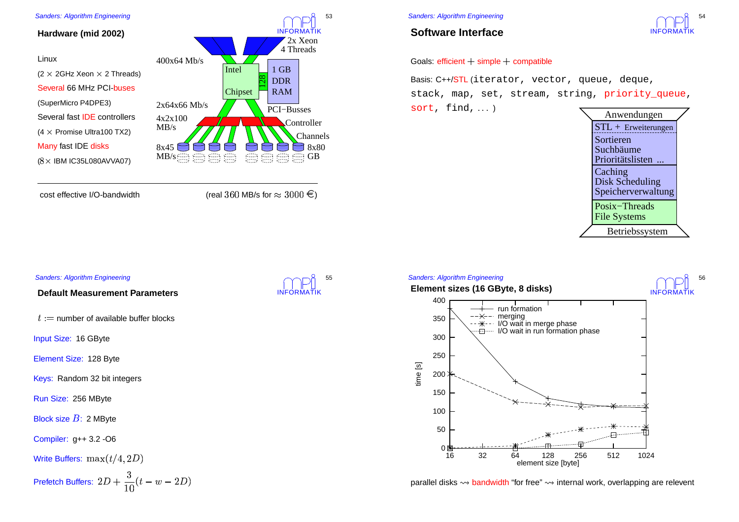## Hardware (mid 2002)

Linux

($2\times$ 2GHz Xeon $\times$ 2 Threads)

Several 66 MHz PCI-buses

(SuperMicro P4DPE3)

Several fast IDE controllers

($4\times$ Promise Ultra100 TX2)

Many fast IDE disks

($8\times$ IBM IC35L080AVVA07)

2x Xeon 4 Threads

400x64 Mb/s

Intel Chipset

128

1 GB DDR RAM

2x64x66 Mb/s

PCI−Busses

4x2x100 MB/s

Controller

Channels

8x45 MB/s

8x80 GB

cost effective I/O-bandwidth (real $360$ MB/s for $\approx 3000$ €)

## Software Interface

Goals: efficient + simple + compatible

Basis: C++/STL (`iterator, vector, queue, deque, stack, map, set, stream, string, priority_queue, sort, find,` ...)

| Anwendungen |
|---|
| STL + Erweiterungen |
| Sortieren Suchbäume Prioritätslisten ... |
| Caching Disk Scheduling Speicherverwaltung |
| Posix−Threads File Systems |
| Betriebssystem |

## Default Measurement Parameters

$t :=$ number of available buffer blocks

Input Size: 16 GByte

Element Size: 128 Byte

Keys: Random 32 bit integers

Run Size: 256 MByte

Block size $B$: 2 MByte

Compiler: g++ 3.2 -O6

Write Buffers: $\max(t/4, 2D)$

Prefetch Buffers: $2D + \frac{3}{10}(t - w - 2D)$

## Element sizes (16 GByte, 8 disks)

Legend: run formation, merging, I/O wait in merge phase, I/O wait in run formation phase

y-axis: time [s] (0–400); x-axis: element size [byte] (16, 32, 64, 128, 256, 512, 1024)

parallel disks $\rightsquigarrow$ bandwidth "for free" $\rightsquigarrow$ internal work, overlapping are relevent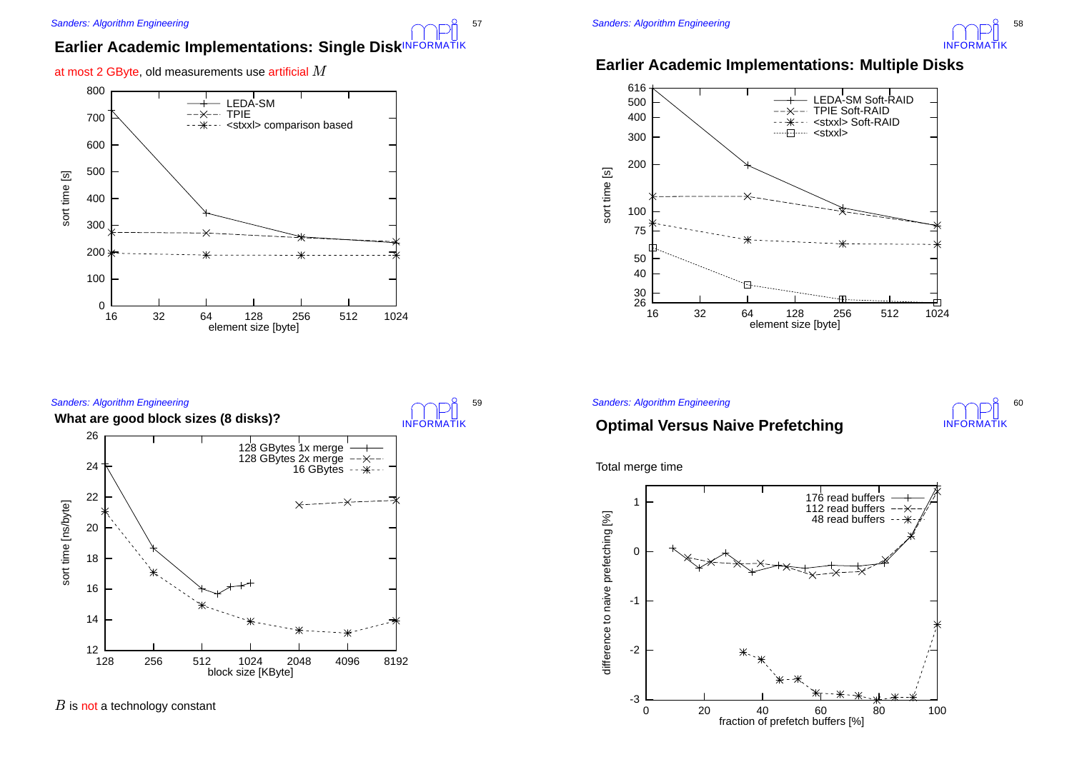## Earlier Academic Implementations: Single Disk

at most 2 GByte, old measurements use artificial $M$

## Earlier Academic Implementations: Multiple Disks

## What are good block sizes (8 disks)?

$B$ is not a technology constant

## Optimal Versus Naive Prefetching

Total merge time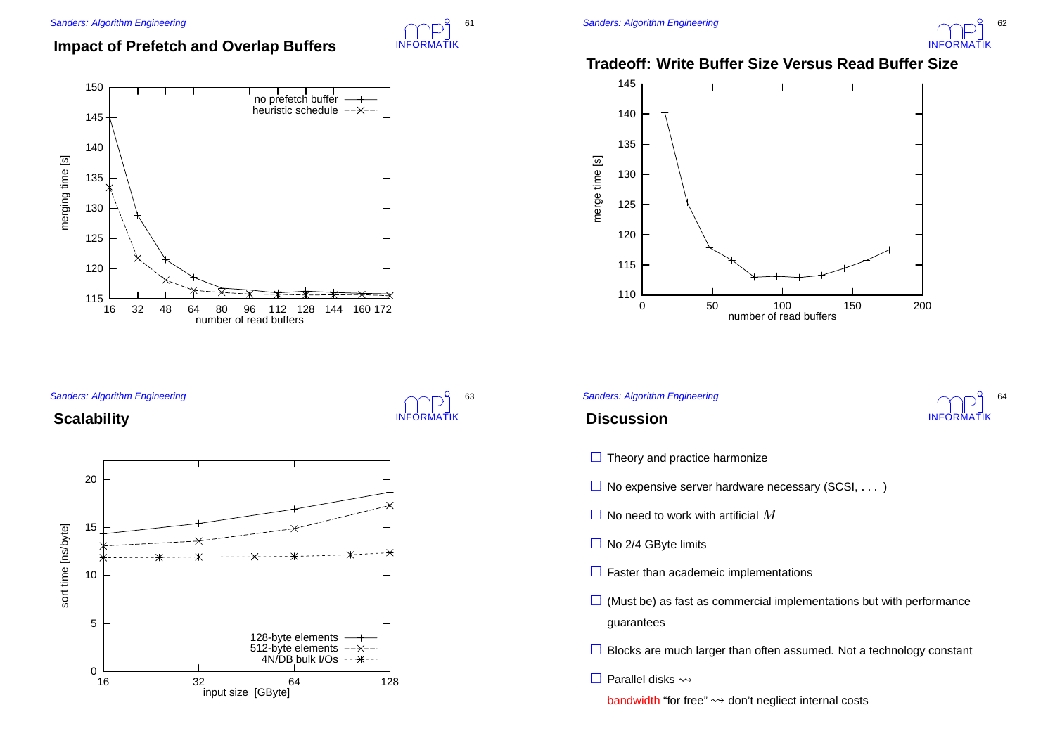## Impact of Prefetch and Overlap Buffers

## Tradeoff: Write Buffer Size Versus Read Buffer Size

## Scalability

## Discussion

- Theory and practice harmonize
- No expensive server hardware necessary (SCSI, . . . )
- No need to work with artificial $M$
- No 2/4 GByte limits
- Faster than academeic implementations
- (Must be) as fast as commercial implementations but with performance guarantees
- Blocks are much larger than often assumed. Not a technology constant
- Parallel disks $\rightsquigarrow$ bandwidth “for free” $\rightsquigarrow$ don't negliect internal costs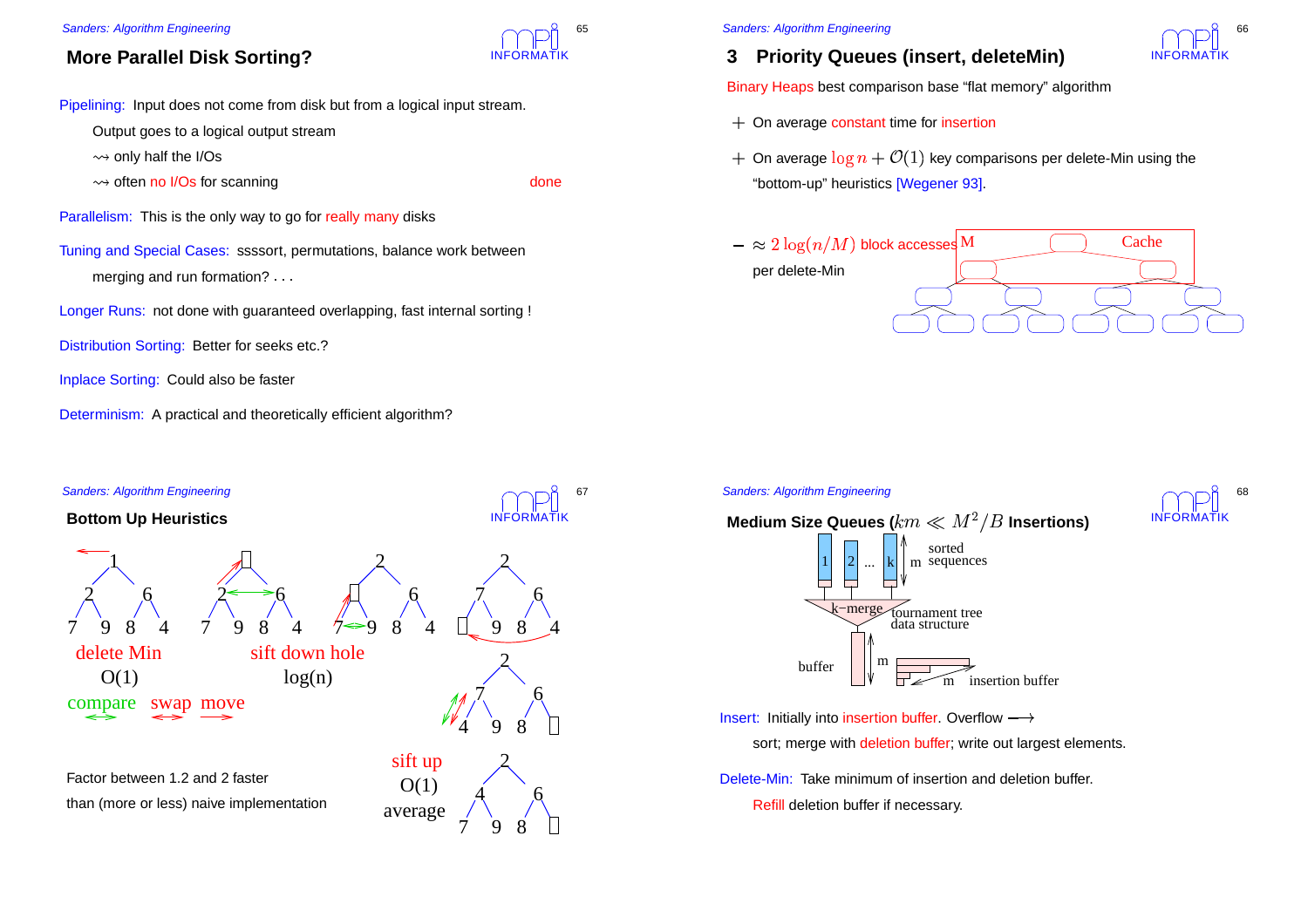## More Parallel Disk Sorting?

Pipelining: Input does not come from disk but from a logical input stream.

Output goes to a logical output stream

$\rightsquigarrow$ only half the I/Os

$\rightsquigarrow$ often no I/Os for scanning — done

Parallelism: This is the only way to go for really many disks

Tuning and Special Cases: ssssort, permutations, balance work between merging and run formation? ...

Longer Runs: not done with guaranteed overlapping, fast internal sorting !

Distribution Sorting: Better for seeks etc.?

Inplace Sorting: Could also be faster

Determinism: A practical and theoretically efficient algorithm?

## 3 Priority Queues (insert, deleteMin)

Binary Heaps best comparison base "flat memory" algorithm

+ On average constant time for insertion
+ On average $\log n + \mathcal{O}(1)$ key comparisons per delete-Min using the "bottom-up" heuristics [Wegener 93].

– $\approx 2\log(n/M)$ block accesses per delete-Min

M — Cache

### Bottom Up Heuristics

delete Min O(1)

compare swap move

sift down hole log(n)

sift up O(1) average

Factor between 1.2 and 2 faster than (more or less) naive implementation

### Medium Size Queues ($km \ll M^2/B$ Insertions)

1 2 ... k — m sorted sequences

k−merge — tournament tree data structure

buffer — m

m — insertion buffer

Insert: Initially into insertion buffer. Overflow $\longrightarrow$

sort; merge with deletion buffer; write out largest elements.

Delete-Min: Take minimum of insertion and deletion buffer.

Refill deletion buffer if necessary.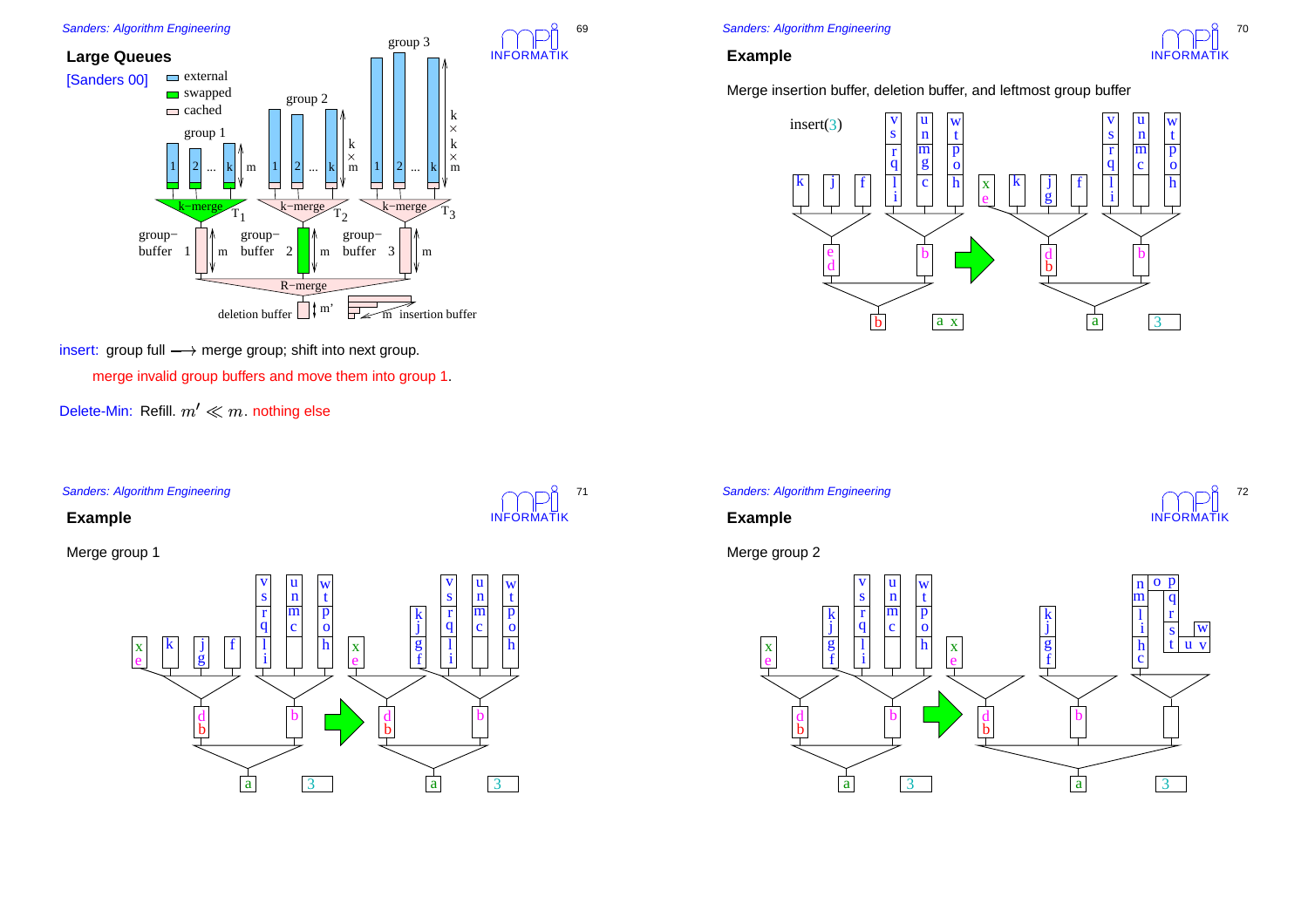## Large Queues

[Sanders 00]

insert: group full $\longrightarrow$ merge group; shift into next group.

merge invalid group buffers and move them into group 1.

Delete-Min: Refill. $m' \ll m$. nothing else

## Example

Merge insertion buffer, deletion buffer, and leftmost group buffer

## Example

Merge group 1

## Example

Merge group 2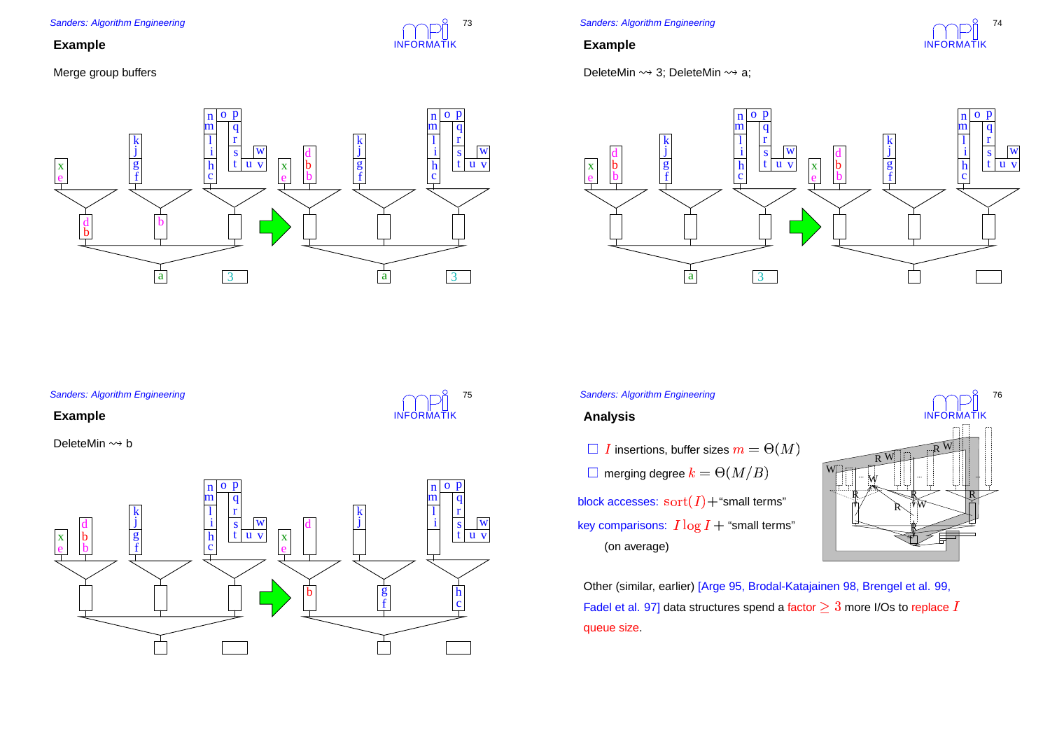## Example

Merge group buffers

## Example

DeleteMin $\rightsquigarrow$ 3; DeleteMin $\rightsquigarrow$ a;

## Example

DeleteMin $\rightsquigarrow$ b

## Analysis

- $I$ insertions, buffer sizes $m = \Theta(M)$
- merging degree $k = \Theta(M/B)$

block accesses: $\text{sort}(I)$+"small terms"

key comparisons: $I \log I$ + "small terms"

(on average)

Other (similar, earlier) [Arge 95, Brodal-Katajainen 98, Brengel et al. 99, Fadel et al. 97] data structures spend a factor $\geq 3$ more I/Os to replace $I$ queue size.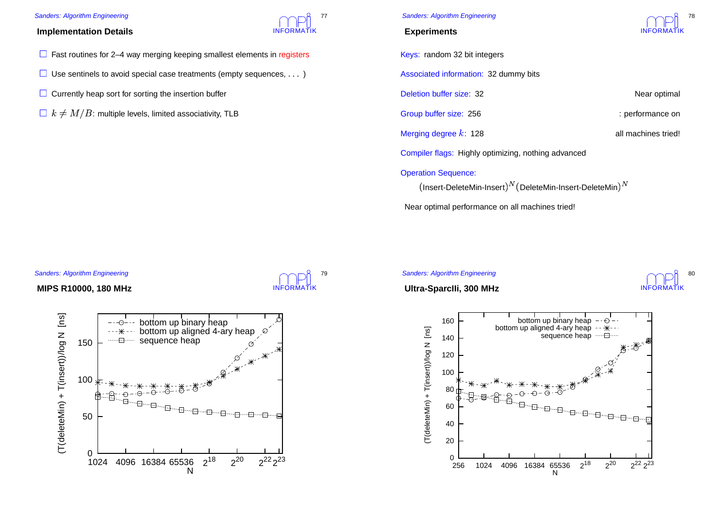## Implementation Details

- Fast routines for 2–4 way merging keeping smallest elements in registers
- Use sentinels to avoid special case treatments (empty sequences, . . . )
- Currently heap sort for sorting the insertion buffer
- $k \neq M/B$: multiple levels, limited associativity, TLB

## Experiments

Keys: random 32 bit integers

Associated information: 32 dummy bits

Deletion buffer size: 32

Group buffer size: 256

Merging degree $k$: 128

Near optimal : performance on all machines tried!

Compiler flags: Highly optimizing, nothing advanced

Operation Sequence:

$(\text{Insert-DeleteMin-Insert})^N(\text{DeleteMin-Insert-DeleteMin})^N$

Near optimal performance on all machines tried!

## MIPS R10000, 180 MHz

(T(deleteMin) + T(insert))/log N [ns] vs. N (1024 to $2^{23}$); curves: bottom up binary heap, bottom up aligned 4-ary heap, sequence heap

## Ultra-SparcIIi, 300 MHz

(T(deleteMin) + T(insert))/log N [ns] vs. N (256 to $2^{23}$); curves: bottom up binary heap, bottom up aligned 4-ary heap, sequence heap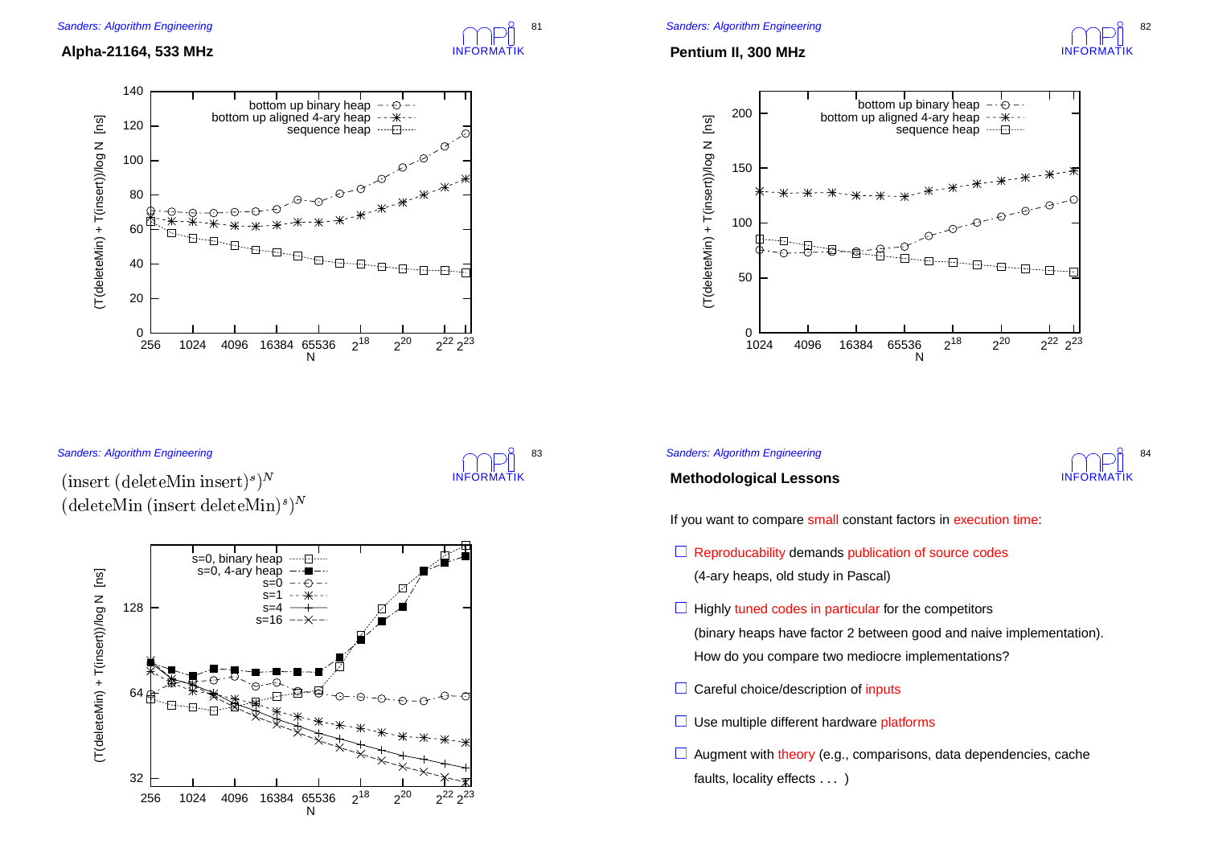## Alpha-21164, 533 MHz

(T(deleteMin) + T(insert))/log N [ns] vs. N (256 … $2^{23}$): bottom up binary heap, bottom up aligned 4-ary heap, sequence heap

## Pentium II, 300 MHz

(T(deleteMin) + T(insert))/log N [ns] vs. N (1024 … $2^{23}$): bottom up binary heap, bottom up aligned 4-ary heap, sequence heap

$(\text{insert } (\text{deleteMin insert})^s)^N$
$(\text{deleteMin } (\text{insert deleteMin})^s)^N$

(T(deleteMin) + T(insert))/log N [ns] vs. N (256 … $2^{23}$): s=0, binary heap; s=0, 4-ary heap; s=0; s=1; s=4; s=16

## Methodological Lessons

If you want to compare small constant factors in execution time:

- Reproducability demands publication of source codes
  (4-ary heaps, old study in Pascal)
- Highly tuned codes in particular for the competitors
  (binary heaps have factor 2 between good and naive implementation).
  How do you compare two mediocre implementations?
- Careful choice/description of inputs
- Use multiple different hardware platforms
- Augment with theory (e.g., comparisons, data dependencies, cache faults, locality effects . . . )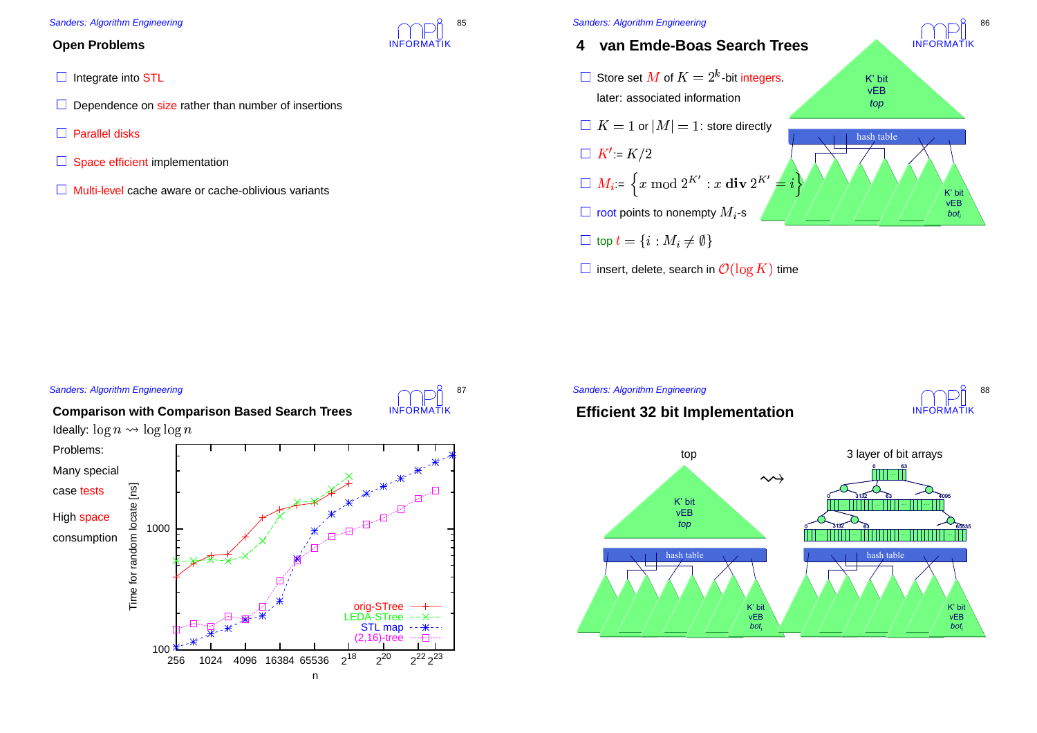## Open Problems

- Integrate into STL
- Dependence on size rather than number of insertions
- Parallel disks
- Space efficient implementation
- Multi-level cache aware or cache-oblivious variants

## 4 van Emde-Boas Search Trees

- Store set $M$ of $K = 2^k$-bit integers.
  later: associated information
- $K = 1$ or $|M| = 1$: store directly
- $K' := K/2$
- $M_i := \left\{x \bmod 2^{K'} : x \,\mathbf{div}\, 2^{K'} = i\right\}$
- root points to nonempty $M_i$-s
- top $t = \{i : M_i \neq \emptyset\}$
- insert, delete, search in $\mathcal{O}(\log K)$ time

## Comparison with Comparison Based Search Trees

Ideally: $\log n \rightsquigarrow \log\log n$

Problems:

Many special case tests

High space consumption

## Efficient 32 bit Implementation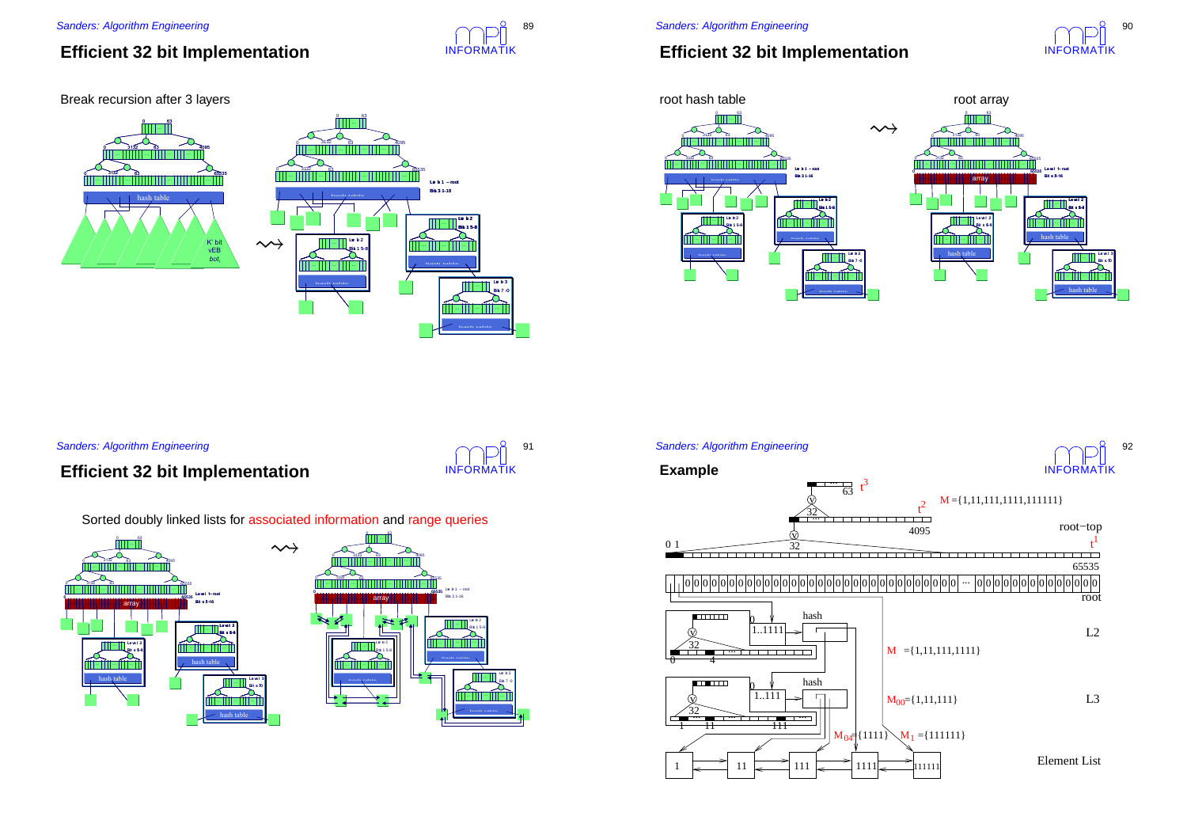## Efficient 32 bit Implementation

Break recursion after 3 layers

## Efficient 32 bit Implementation

root hash table $\rightsquigarrow$ root array

## Efficient 32 bit Implementation

Sorted doubly linked lists for associated information and range queries

## Example

$M = \{1, 11, 111, 1111, 111111\}$

root-top

root

L2

$M = \{1, 11, 111, 1111\}$

L3

$M_{00} = \{1, 11, 111\}$

$M_{04} = \{1111\}$ $M_1 = \{111111\}$

Element List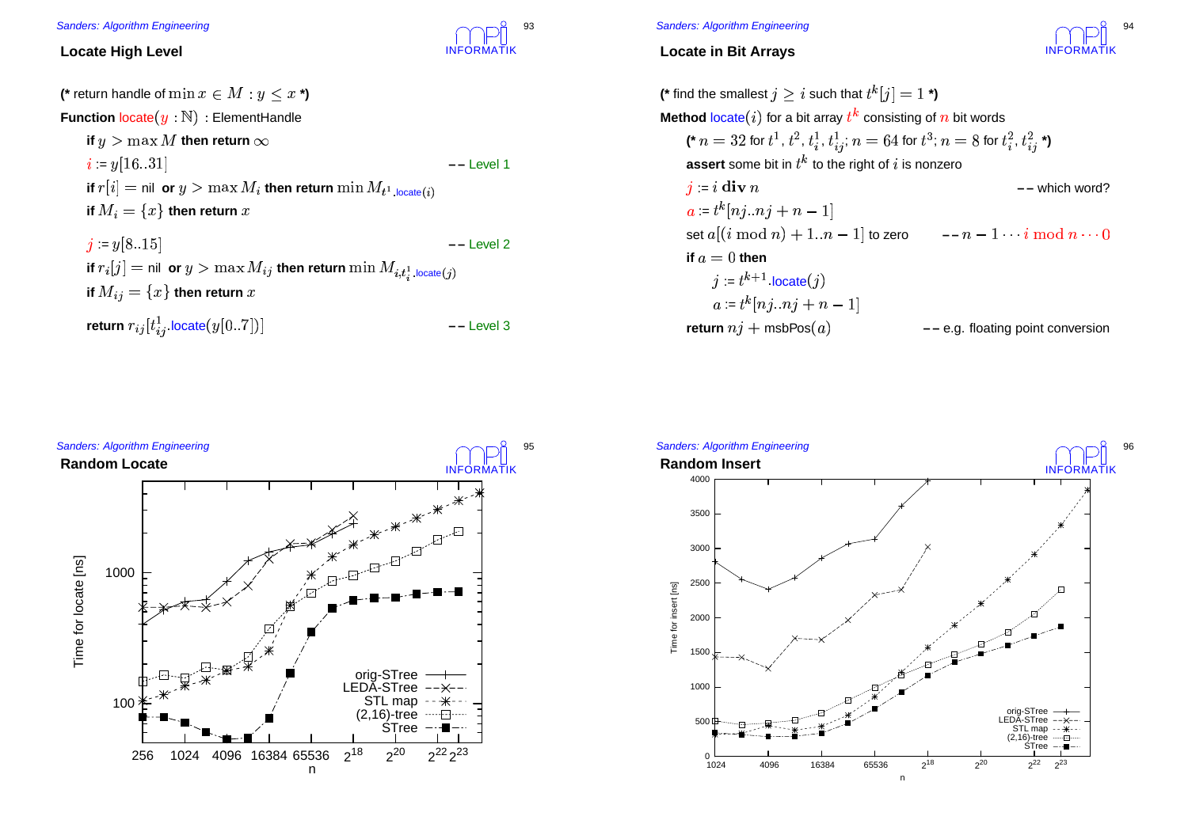## Locate High Level

(* return handle of $\min x \in M : y \leq x$ *)

**Function** locate($y : \mathbb{N}$) : ElementHandle

  **if** $y > \max M$ **then return** $\infty$

  $i$ := $y[16..31]$ -- Level 1

  **if** $r[i]$ = nil **or** $y > \max M_i$ **then return** $\min M_{t^1.\text{locate}(i)}$

  **if** $M_i = \{x\}$ **then return** $x$

  $j$ := $y[8..15]$ -- Level 2

  **if** $r_i[j]$ = nil **or** $y > \max M_{ij}$ **then return** $\min M_{i,t_i^1.\text{locate}(j)}$

  **if** $M_{ij} = \{x\}$ **then return** $x$

  **return** $r_{ij}[t_{ij}^1.\text{locate}(y[0..7])]$ -- Level 3

## Locate in Bit Arrays

(* find the smallest $j \geq i$ such that $t^k[j] = 1$ *)

**Method** locate($i$) for a bit array $t^k$ consisting of $n$ bit words

  (* $n = 32$ for $t^1$, $t^2$, $t_i^1$, $t_{ij}^1$; $n = 64$ for $t^3$; $n = 8$ for $t_i^2$, $t_{ij}^2$ *)

  **assert** some bit in $t^k$ to the right of $i$ is nonzero

  $j$ := $i$ **div** $n$ -- which word?

  $a$ := $t^k[nj..nj + n - 1]$

  set $a[(i \bmod n) + 1..n - 1]$ to zero -- $n - 1 \cdots i \bmod n \cdots 0$

  **if** $a = 0$ **then**

    $j$ := $t^{k+1}$.locate($j$)

    $a$ := $t^k[nj..nj + n - 1]$

  **return** $nj$ + msbPos($a$) -- e.g. floating point conversion

## Random Locate

## Random Insert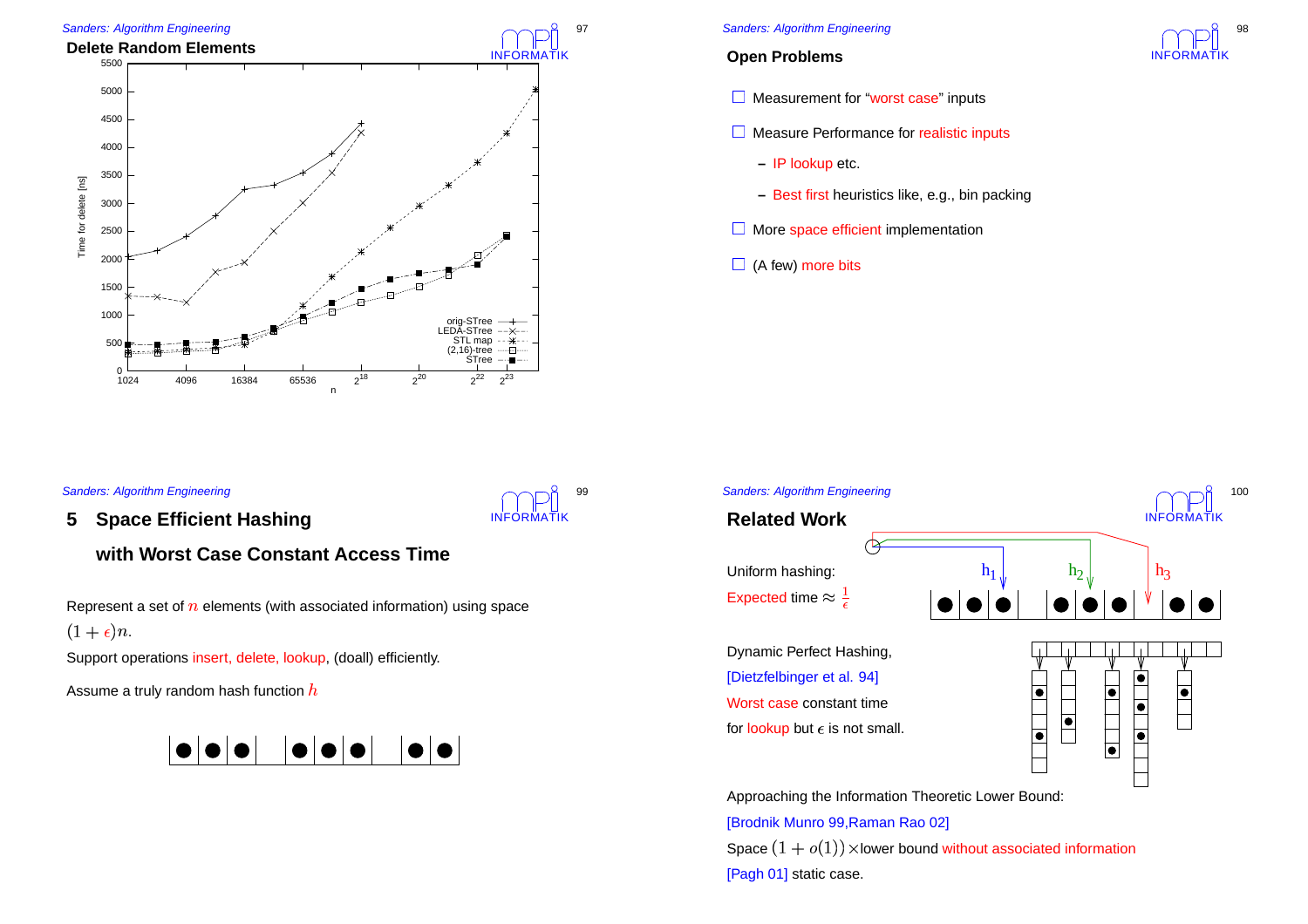## Delete Random Elements

Time for delete [ns] vs. n (1024, 4096, 16384, 65536, $2^{18}$, $2^{20}$, $2^{22}$, $2^{23}$); legend: orig-STree, LEDA-STree, STL map, (2,16)-tree, STree

## Open Problems

- Measurement for "worst case" inputs
- Measure Performance for realistic inputs
  - IP lookup etc.
  - Best first heuristics like, e.g., bin packing
- More space efficient implementation
- (A few) more bits

# 5 Space Efficient Hashing with Worst Case Constant Access Time

Represent a set of $n$ elements (with associated information) using space $(1+\epsilon)n$.

Support operations insert, delete, lookup, (doall) efficiently.

Assume a truly random hash function $h$

## Related Work

Uniform hashing:
Expected time $\approx \frac{1}{\epsilon}$

$h_1$ $h_2$ $h_3$

Dynamic Perfect Hashing,
[Dietzfelbinger et al. 94]
Worst case constant time
for lookup but $\epsilon$ is not small.

Approaching the Information Theoretic Lower Bound:
[Brodnik Munro 99,Raman Rao 02]
Space $(1+o(1))\times$lower bound without associated information
[Pagh 01] static case.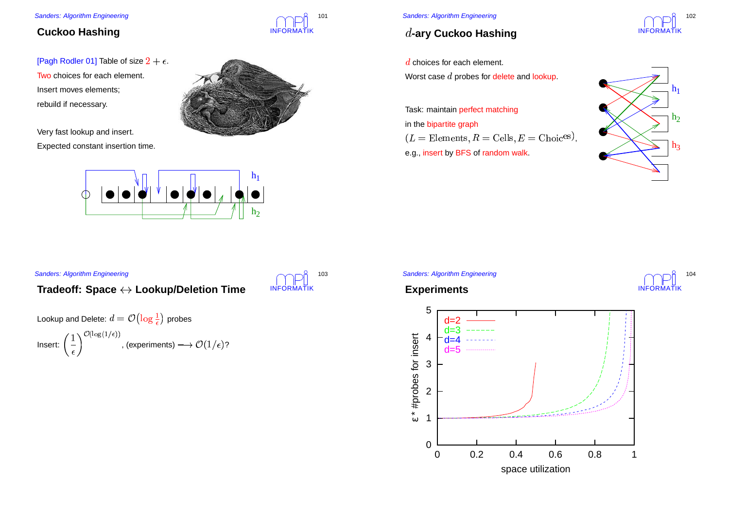## Cuckoo Hashing

[Pagh Rodler 01] Table of size $2+\epsilon$.

Two choices for each element.

Insert moves elements;

rebuild if necessary.

Very fast lookup and insert.

Expected constant insertion time.

## $d$-ary Cuckoo Hashing

$d$ choices for each element.

Worst case $d$ probes for delete and lookup.

Task: maintain perfect matching

in the bipartite graph

$(L = \text{Elements}, R = \text{Cells}, E = \text{Choices})$,

e.g., insert by BFS of random walk.

## Tradeoff: Space $\leftrightarrow$ Lookup/Deletion Time

Lookup and Delete: $d = \mathcal{O}\left(\log \frac{1}{\epsilon}\right)$ probes

Insert: $\left(\frac{1}{\epsilon}\right)^{\mathcal{O}(\log(1/\epsilon))}$, (experiments) $\longrightarrow \mathcal{O}(1/\epsilon)$?

## Experiments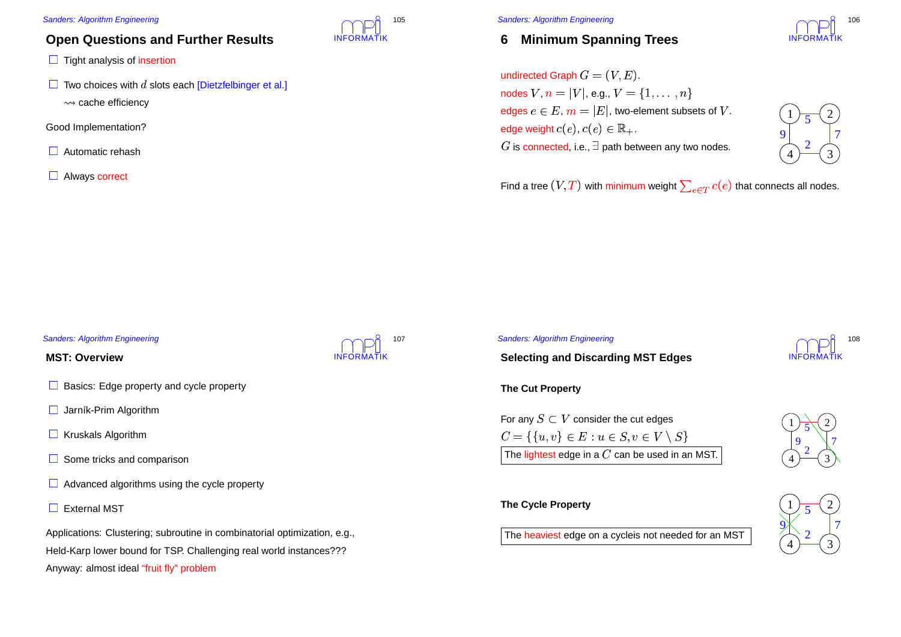## Open Questions and Further Results

- Tight analysis of insertion
- Two choices with $d$ slots each [Dietzfelbinger et al.]
  $\rightsquigarrow$ cache efficiency

Good Implementation?

- Automatic rehash
- Always correct

## 6 Minimum Spanning Trees

undirected Graph $G = (V, E)$.

nodes $V$, $n = |V|$, e.g., $V = \{1, \ldots, n\}$

edges $e \in E$, $m = |E|$, two-element subsets of $V$.

edge weight $c(e)$, $c(e) \in \mathbb{R}_+$.

$G$ is connected, i.e., $\exists$ path between any two nodes.

Find a tree $(V, T)$ with minimum weight $\sum_{e \in T} c(e)$ that connects all nodes.

## MST: Overview

- Basics: Edge property and cycle property
- Jarník-Prim Algorithm
- Kruskals Algorithm
- Some tricks and comparison
- Advanced algorithms using the cycle property
- External MST

Applications: Clustering; subroutine in combinatorial optimization, e.g., Held-Karp lower bound for TSP. Challenging real world instances???

Anyway: almost ideal "fruit fly" problem

## Selecting and Discarding MST Edges

### The Cut Property

For any $S \subset V$ consider the cut edges

$C = \{\{u, v\} \in E : u \in S, v \in V \setminus S\}$

The lightest edge in a $C$ can be used in an MST.

### The Cycle Property

The heaviest edge on a cycleis not needed for an MST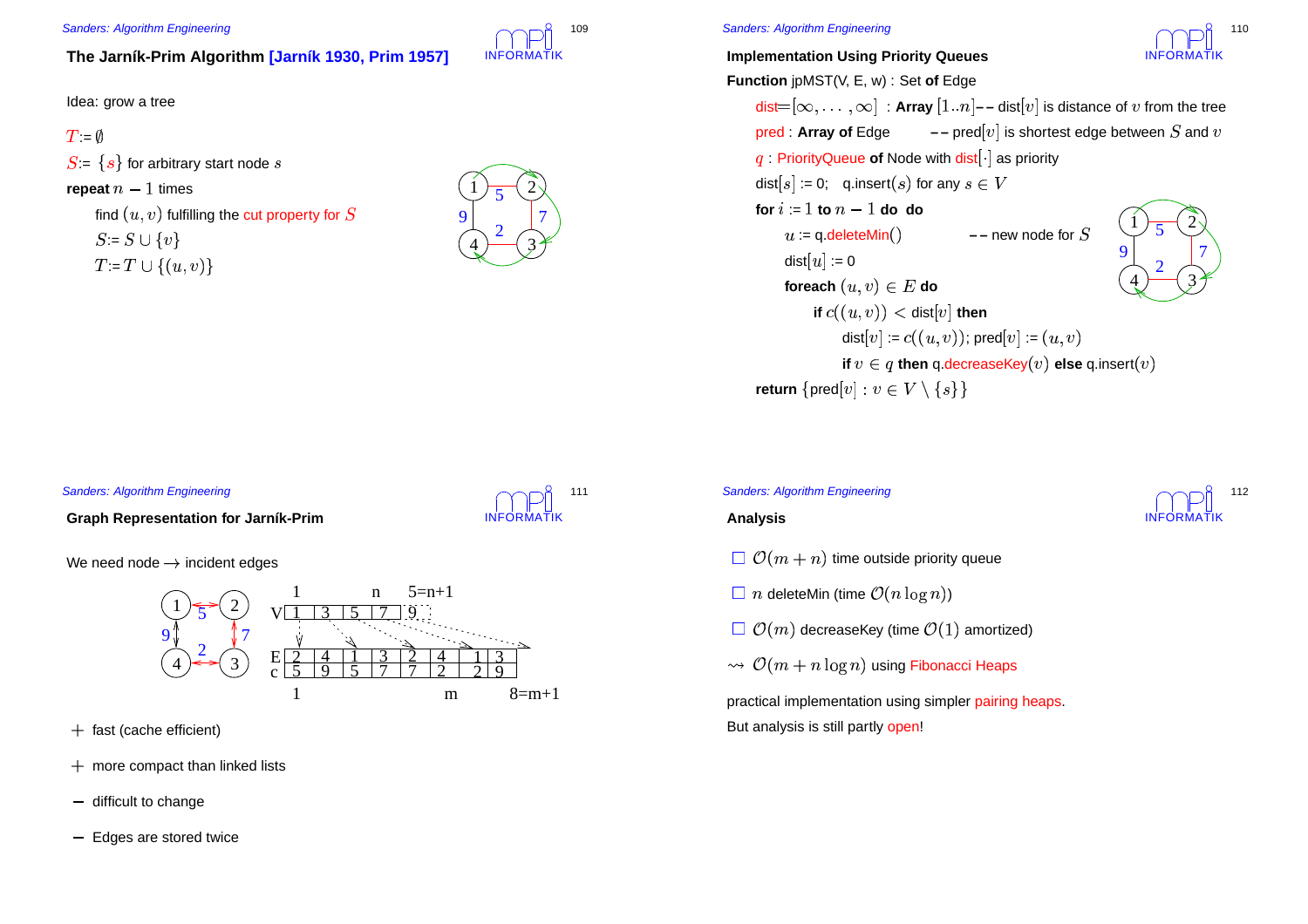## The Jarník-Prim Algorithm [Jarník 1930, Prim 1957]

Idea: grow a tree

$T := \emptyset$

$S := \{s\}$ for arbitrary start node $s$

**repeat** $n-1$ times

  find $(u,v)$ fulfilling the cut property for $S$

  $S := S \cup \{v\}$

  $T := T \cup \{(u,v)\}$

## Implementation Using Priority Queues

**Function** jpMST(V, E, w) : Set **of** Edge

  dist$=[\infty,\ldots,\infty]$ : **Array** $[1..n]$ -- dist$[v]$ is distance of $v$ from the tree

  pred : **Array of** Edge  -- pred$[v]$ is shortest edge between $S$ and $v$

  $q$ : PriorityQueue **of** Node with dist$[\cdot]$ as priority

  dist$[s]$ := 0;  q.insert$(s)$ for any $s \in V$

  **for** $i := 1$ **to** $n-1$ **do do**

    $u$ := q.deleteMin()  -- new node for $S$

    dist$[u]$ := 0

    **foreach** $(u,v) \in E$ **do**

      **if** $c((u,v)) <$ dist$[v]$ **then**

        dist$[v]$ := $c((u,v))$; pred$[v]$ := $(u,v)$

        **if** $v \in q$ **then** q.decreaseKey$(v)$ **else** q.insert$(v)$

  **return** $\{$pred$[v] : v \in V \setminus \{s\}\}$

## Graph Representation for Jarník-Prim

We need node $\rightarrow$ incident edges

| | 1 | | 3 | | n | 5=n+1 | | |
|---|---|---|---|---|---|---|---|---|
| V | 1 | 3 | 5 | 7 | 9 | | | |
| E | 2 | 4 | 1 | 3 | 2 | 4 | 1 | 3 |
| c | 5 | 9 | 5 | 7 | 7 | 2 | 2 | 9 |
| | 1 | | | | | m | | 8=m+1 |

+ fast (cache efficient)
+ more compact than linked lists
− difficult to change
− Edges are stored twice

## Analysis

- $\mathcal{O}(m+n)$ time outside priority queue
- $n$ deleteMin (time $\mathcal{O}(n \log n)$)
- $\mathcal{O}(m)$ decreaseKey (time $\mathcal{O}(1)$ amortized)

$\rightsquigarrow$ $\mathcal{O}(m + n\log n)$ using Fibonacci Heaps

practical implementation using simpler pairing heaps.

But analysis is still partly open!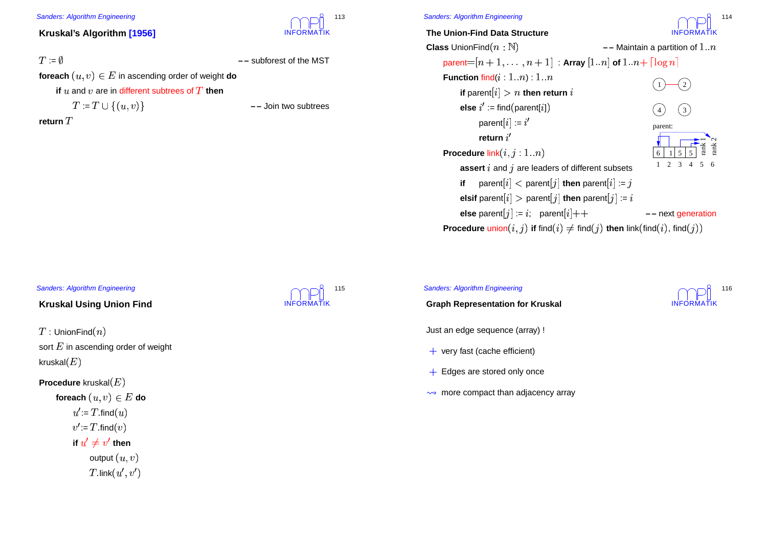## Kruskal's Algorithm [1956]

$T := \emptyset$ -- subforest of the MST

**foreach** $(u, v) \in E$ in ascending order of weight **do**

  **if** $u$ and $v$ are in different subtrees of $T$ **then**

    $T := T \cup \{(u, v)\}$ -- Join two subtrees

**return** $T$

## The Union-Find Data Structure

**Class** UnionFind($n : \mathbb{N}$) -- Maintain a partition of $1..n$

  parent$=[n+1, \ldots, n+1]$ : **Array** $[1..n]$ **of** $1..n + \lceil \log n \rceil$

  **Function** find($i : 1..n$) : $1..n$

    **if** parent[$i$] $> n$ **then return** $i$

    **else** $i'$ := find(parent[$i$])

      parent[$i$] := $i'$

      **return** $i'$

  **Procedure** link($i, j : 1..n$)

    **assert** $i$ and $j$ are leaders of different subsets

    **if** parent[$i$] $<$ parent[$j$] **then** parent[$i$] := $j$

    **elsif** parent[$i$] $>$ parent[$j$] **then** parent[$j$] := $i$

    **else** parent[$j$] := $i$; parent[$i$]++ -- next generation

  **Procedure** union($i, j$) **if** find($i$) $\neq$ find($j$) **then** link(find($i$), find($j$))

parent:

| 1 | 2 | 3 | 4 | 5 | 6 |
|---|---|---|---|---|---|
| 6 | 1 | 5 | 5 | rank 1 | rank 2 |

## Kruskal Using Union Find

$T$ : UnionFind($n$)

sort $E$ in ascending order of weight

kruskal($E$)

**Procedure** kruskal($E$)

  **foreach** $(u, v) \in E$ **do**

    $u'$ := $T$.find($u$)

    $v'$ := $T$.find($v$)

    **if** $u' \neq v'$ **then**

      output $(u, v)$

      $T$.link($u', v'$)

## Graph Representation for Kruskal

Just an edge sequence (array) !

+ very fast (cache efficient)
+ Edges are stored only once

⇝ more compact than adjacency array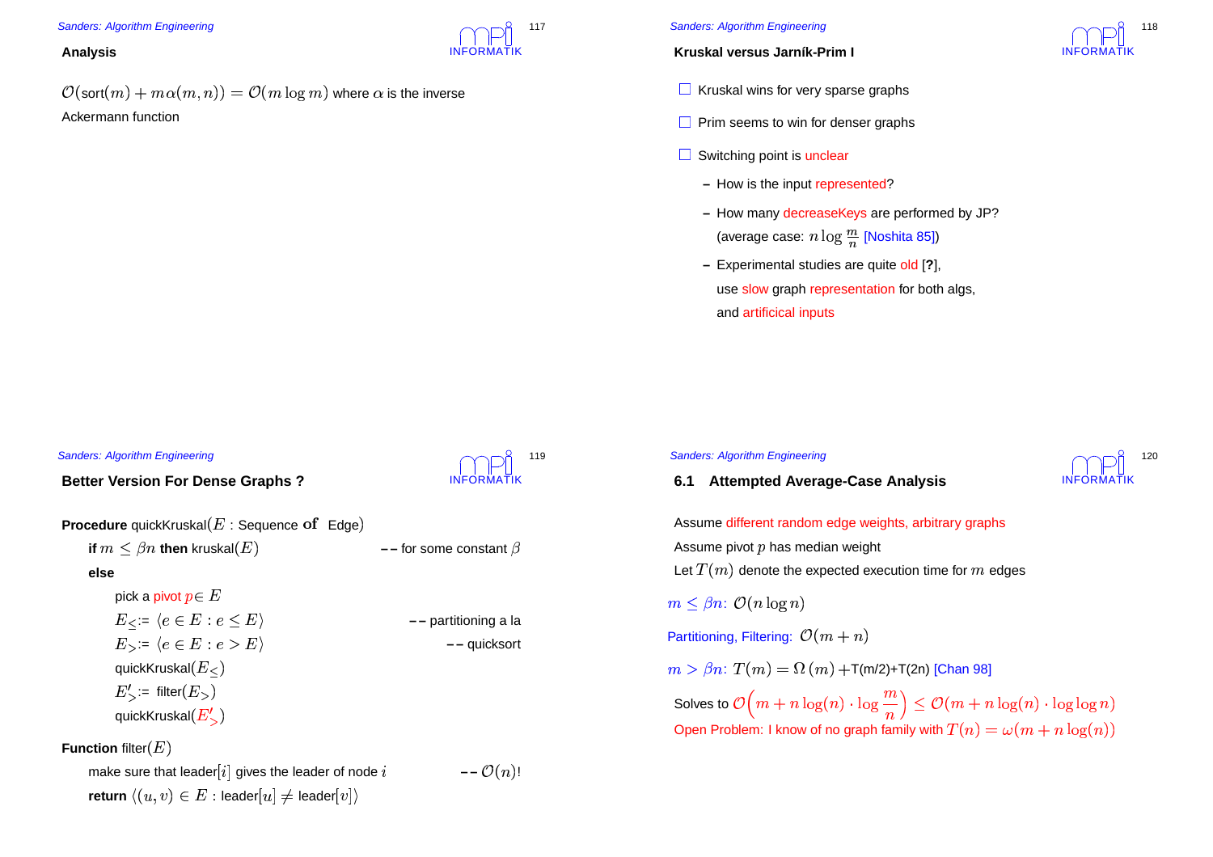## Analysis

$\mathcal{O}(\text{sort}(m) + m\alpha(m,n)) = \mathcal{O}(m \log m)$ where $\alpha$ is the inverse Ackermann function

## Kruskal versus Jarník-Prim I

- Kruskal wins for very sparse graphs
- Prim seems to win for denser graphs
- Switching point is unclear
  - How is the input represented?
  - How many decreaseKeys are performed by JP? (average case: $n \log \frac{m}{n}$ [Noshita 85])
  - Experimental studies are quite old [?], use slow graph representation for both algs, and artificical inputs

## Better Version For Dense Graphs ?

**Procedure** quickKruskal($E$ : Sequence **of** Edge)
&nbsp;&nbsp;&nbsp;&nbsp;**if** $m \leq \beta n$ **then** kruskal($E$) -- for some constant $\beta$
&nbsp;&nbsp;&nbsp;&nbsp;**else**
&nbsp;&nbsp;&nbsp;&nbsp;&nbsp;&nbsp;&nbsp;&nbsp;pick a pivot $p \in E$
&nbsp;&nbsp;&nbsp;&nbsp;&nbsp;&nbsp;&nbsp;&nbsp;$E_{\leq}$:= $\langle e \in E : e \leq E \rangle$ -- partitioning a la
&nbsp;&nbsp;&nbsp;&nbsp;&nbsp;&nbsp;&nbsp;&nbsp;$E_{>}$:= $\langle e \in E : e > E \rangle$ -- quicksort
&nbsp;&nbsp;&nbsp;&nbsp;&nbsp;&nbsp;&nbsp;&nbsp;quickKruskal($E_{\leq}$)
&nbsp;&nbsp;&nbsp;&nbsp;&nbsp;&nbsp;&nbsp;&nbsp;$E'_{>}$:= filter($E_{>}$)
&nbsp;&nbsp;&nbsp;&nbsp;&nbsp;&nbsp;&nbsp;&nbsp;quickKruskal($E'_{>}$)

**Function** filter($E$)
&nbsp;&nbsp;&nbsp;&nbsp;make sure that leader[$i$] gives the leader of node $i$ -- $\mathcal{O}(n)$!
&nbsp;&nbsp;&nbsp;&nbsp;**return** $\langle (u,v) \in E$ : leader[$u$] $\neq$ leader[$v$]$\rangle$

## 6.1 Attempted Average-Case Analysis

Assume different random edge weights, arbitrary graphs

Assume pivot $p$ has median weight

Let $T(m)$ denote the expected execution time for $m$ edges

$m \leq \beta n$: $\mathcal{O}(n \log n)$

Partitioning, Filtering: $\mathcal{O}(m+n)$

$m > \beta n$: $T(m) = \Omega(m) + T(m/2) + T(2n)$ [Chan 98]

Solves to $\mathcal{O}\left(m + n\log(n) \cdot \log \dfrac{m}{n}\right) \leq \mathcal{O}(m + n\log(n) \cdot \log\log n)$

Open Problem: I know of no graph family with $T(n) = \omega(m + n\log(n))$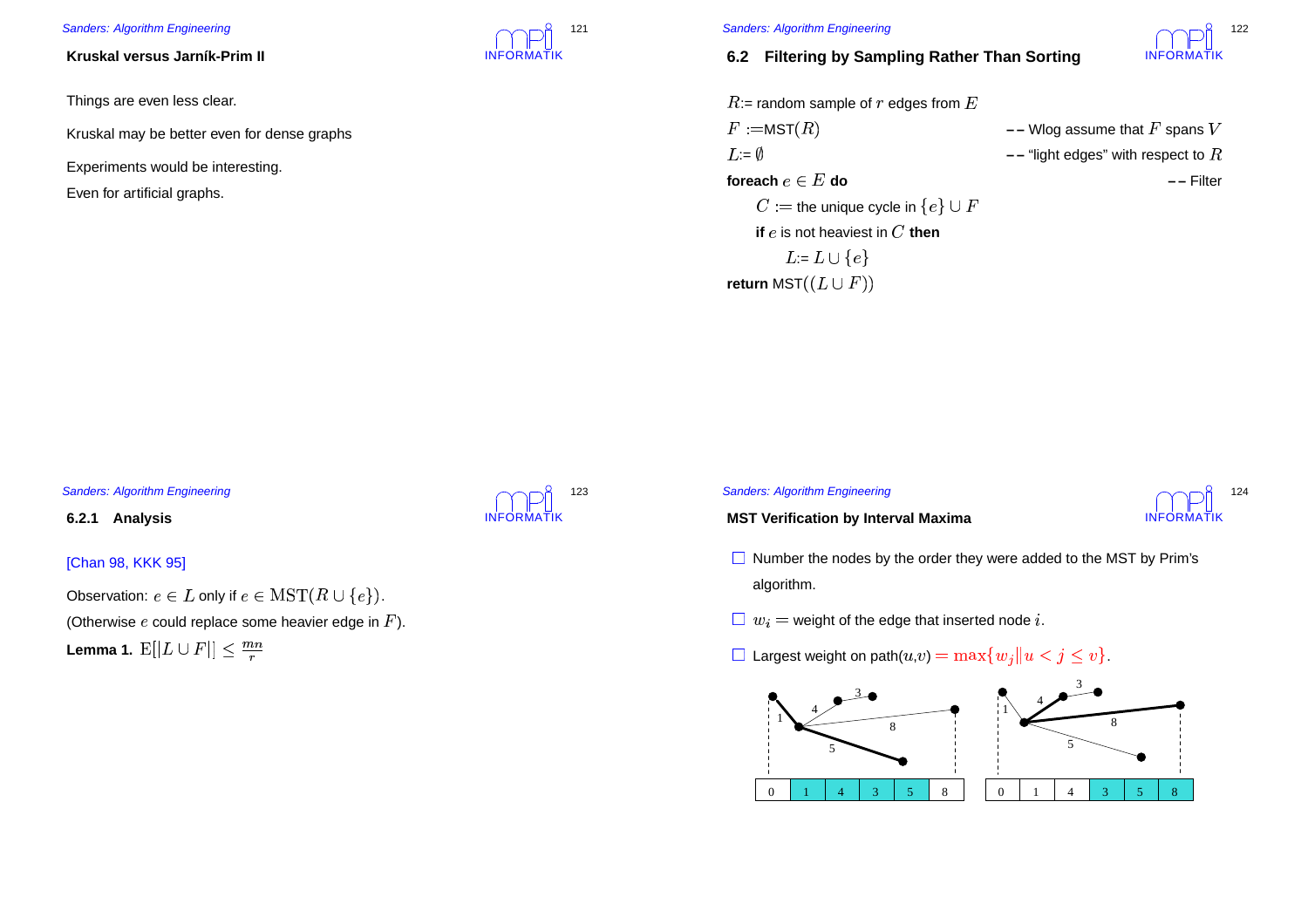## Kruskal versus Jarník-Prim II

Things are even less clear.

Kruskal may be better even for dense graphs

Experiments would be interesting.

Even for artificial graphs.

## 6.2 Filtering by Sampling Rather Than Sorting

$R$:= random sample of $r$ edges from $E$

$F$ :=MST($R$) -- Wlog assume that $F$ spans $V$

$L$:= $\emptyset$ -- "light edges" with respect to $R$

**foreach** $e \in E$ **do** -- Filter

  $C$ := the unique cycle in $\{e\} \cup F$

  **if** $e$ is not heaviest in $C$ **then**

    $L$:= $L \cup \{e\}$

**return** MST($(L \cup F)$)

### 6.2.1 Analysis

[Chan 98, KKK 95]

Observation: $e \in L$ only if $e \in \mathrm{MST}(R \cup \{e\})$.

(Otherwise $e$ could replace some heavier edge in $F$).

**Lemma 1.** $\mathrm{E}[|L \cup F|] \leq \frac{mn}{r}$

## MST Verification by Interval Maxima

- Number the nodes by the order they were added to the MST by Prim's algorithm.
- $w_i$ = weight of the edge that inserted node $i$.
- Largest weight on path($u$,$v$) $= \max\{w_j \| u < j \leq v\}$.

| 0 | 1 | 4 | 3 | 5 | 8 |
|---|---|---|---|---|---|

| 0 | 1 | 4 | 3 | 5 | 8 |
|---|---|---|---|---|---|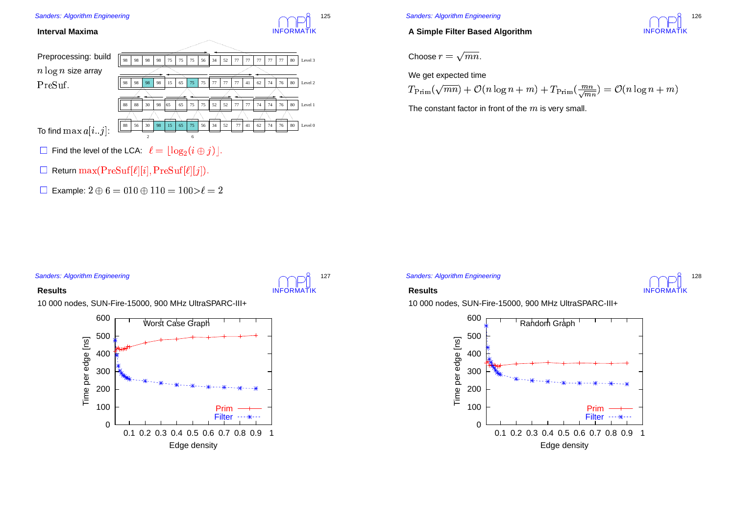## Interval Maxima

Preprocessing: build $n \log n$ size array $\mathrm{PreSuf}$.

| | | | | | | | | | | | | | | | | |
|---|---|---|---|---|---|---|---|---|---|---|---|---|---|---|---|---|
| 98 | 98 | 98 | 98 | 75 | 75 | 75 | 56 | 34 | 52 | 77 | 77 | 77 | 77 | 77 | 80 | Level 3 |
| 98 | 98 | 98 | 98 | 15 | 65 | 75 | 75 | 77 | 77 | 77 | 41 | 62 | 74 | 76 | 80 | Level 2 |
| 88 | 88 | 30 | 98 | 65 | 65 | 75 | 75 | 52 | 52 | 77 | 77 | 74 | 74 | 76 | 80 | Level 1 |
| 88 | 56 | 30 | 98 | 15 | 65 | 75 | 56 | 34 | 52 | 77 | 41 | 62 | 74 | 76 | 80 | Level 0 |

To find $\max a[i..j]$:

- Find the level of the LCA: $\ell = \lfloor \log_2(i \oplus j) \rfloor$.
- Return $\max(\mathrm{PreSuf}[\ell][i], \mathrm{PreSuf}[\ell][j])$.
- Example: $2 \oplus 6 = 010 \oplus 110 = 100 > \ell = 2$

## A Simple Filter Based Algorithm

Choose $r = \sqrt{mn}$.

We get expected time

$$T_{\mathrm{Prim}}(\sqrt{mn}) + \mathcal{O}(n \log n + m) + T_{\mathrm{Prim}}(\frac{mn}{\sqrt{mn}}) = \mathcal{O}(n \log n + m)$$

The constant factor in front of the $m$ is very small.

## Results

10 000 nodes, SUN-Fire-15000, 900 MHz UltraSPARC-III+

Worst Case Graph — Time per edge [ns] vs. Edge density (Prim, Filter)

## Results

10 000 nodes, SUN-Fire-15000, 900 MHz UltraSPARC-III+

Random Graph — Time per edge [ns] vs. Edge density (Prim, Filter)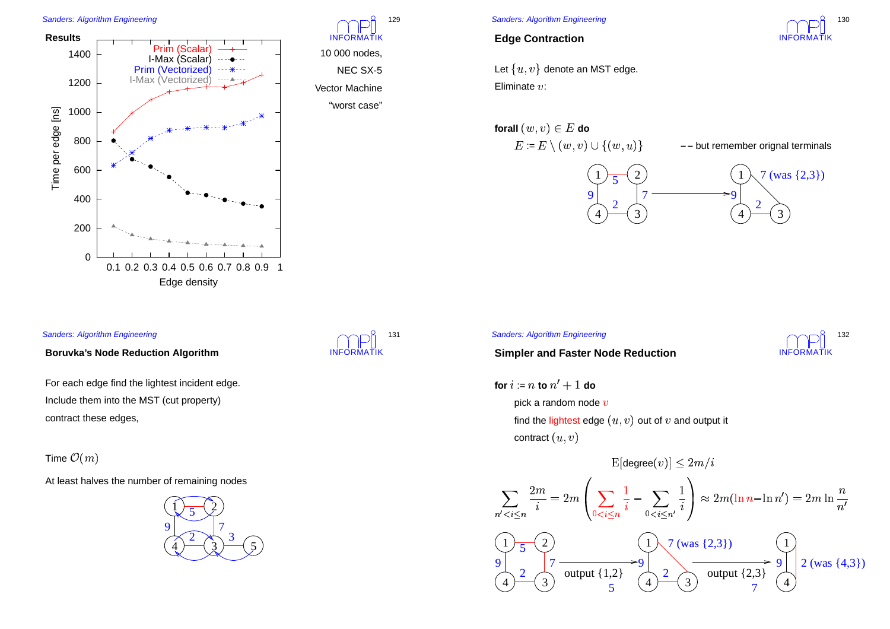## Results

10 000 nodes,

NEC SX-5

Vector Machine

"worst case"

| Edge density | Prim (Scalar) | I-Max (Scalar) | Prim (Vectorized) | I-Max (Vectorized) |
|---|---|---|---|---|
| 0.1 | ~865 | ~805 | ~635 | ~215 |
| 0.2 | ~995 | ~675 | ~720 | ~155 |
| 0.3 | ~1085 | ~625 | ~820 | ~125 |
| 0.4 | ~1140 | ~555 | ~875 | ~110 |
| 0.5 | ~1160 | ~445 | ~885 | ~100 |
| 0.6 | ~1175 | ~430 | ~895 | ~90 |
| 0.7 | ~1175 | ~395 | ~890 | ~85 |
| 0.8 | ~1205 | ~370 | ~925 | ~80 |
| 0.9 | ~1260 | ~350 | ~975 | ~75 |

Time per edge [ns] vs. Edge density

## Edge Contraction

Let $\{u, v\}$ denote an MST edge.

Eliminate $v$:

**forall** $(w, v) \in E$ **do**

$\quad E := E \setminus (w, v) \cup \{(w, u)\}$ -- but remember orignal terminals

Example: graph with nodes 1, 2, 3, 4 and edges {1,2}: 5, {1,4}: 9, {2,3}: 7, {4,3}: 2 → after contracting {1,2}: edges {1,3}: 7 (was {2,3}), {1,4}: 9, {4,3}: 2

## Boruvka's Node Reduction Algorithm

For each edge find the lightest incident edge.

Include them into the MST (cut property)

contract these edges,

Time $\mathcal{O}(m)$

At least halves the number of remaining nodes

Example: nodes 1, 2, 3, 4, 5 with edges {1,2}: 5, {1,4}: 9, {2,3}: 7, {4,3}: 2, {3,5}: 3

## Simpler and Faster Node Reduction

**for** $i := n$ **to** $n' + 1$ **do**

$\quad$ pick a random node $v$

$\quad$ find the lightest edge $(u, v)$ out of $v$ and output it

$\quad$ contract $(u, v)$

$$\mathrm{E}[\text{degree}(v)] \leq 2m/i$$

$$\sum_{n'<i\leq n} \frac{2m}{i} = 2m \left( \sum_{0<i\leq n} \frac{1}{i} - \sum_{0<i\leq n'} \frac{1}{i} \right) \approx 2m(\ln n - \ln n') = 2m \ln \frac{n}{n'}$$

Example: graph with nodes 1, 2, 3, 4 and edges {1,2}: 5, {1,4}: 9, {2,3}: 7, {4,3}: 2 → output {1,2} (5) → edges {1,3}: 7 (was {2,3}), {1,4}: 9, {4,3}: 2 → output {2,3} (7) → edges {1,4}: 9, 2 (was {4,3})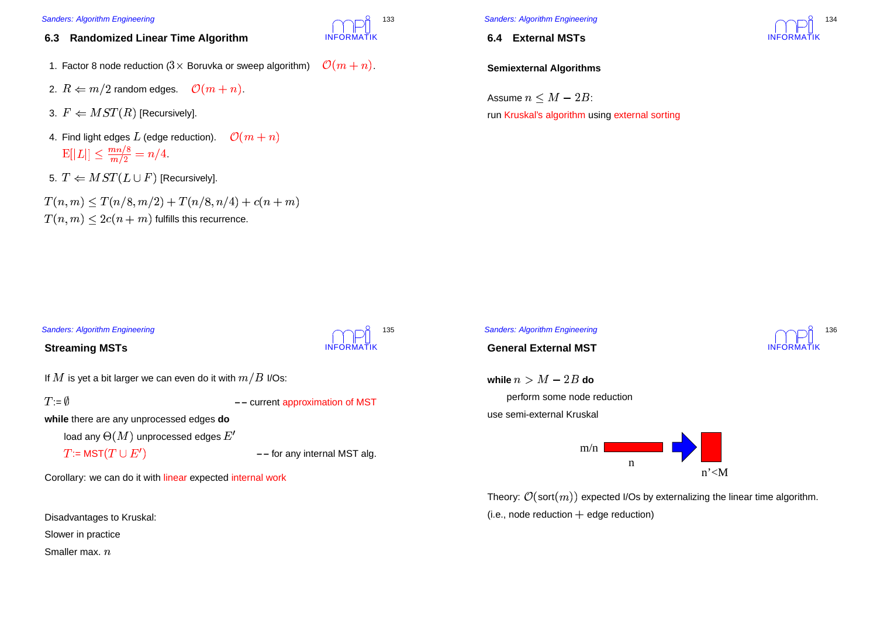## 6.3 Randomized Linear Time Algorithm

1. Factor 8 node reduction ($3\times$ Boruvka or sweep algorithm) $\mathcal{O}(m+n)$.
2. $R \Leftarrow m/2$ random edges. $\mathcal{O}(m+n)$.
3. $F \Leftarrow MST(R)$ [Recursively].
4. Find light edges $L$ (edge reduction). $\mathcal{O}(m+n)$
   $\mathrm{E}[|L|] \leq \frac{mn/8}{m/2} = n/4$.
5. $T \Leftarrow MST(L \cup F)$ [Recursively].

$T(n,m) \leq T(n/8, m/2) + T(n/8, n/4) + c(n+m)$

$T(n,m) \leq 2c(n+m)$ fulfills this recurrence.

## 6.4 External MSTs

**Semiexternal Algorithms**

Assume $n \leq M - 2B$:

run Kruskal's algorithm using external sorting

## Streaming MSTs

If $M$ is yet a bit larger we can even do it with $m/B$ I/Os:

```
T := ∅                                  -- current approximation of MST
while there are any unprocessed edges do
    load any Θ(M) unprocessed edges E'
    T := MST(T ∪ E')                    -- for any internal MST alg.
```

Corollary: we can do it with linear expected internal work

Disadvantages to Kruskal:

Slower in practice

Smaller max. $n$

## General External MST

**while** $n > M - 2B$ **do**

  perform some node reduction

use semi-external Kruskal

m/n    n    n'<M

Theory: $\mathcal{O}(\mathrm{sort}(m))$ expected I/Os by externalizing the linear time algorithm.

(i.e., node reduction $+$ edge reduction)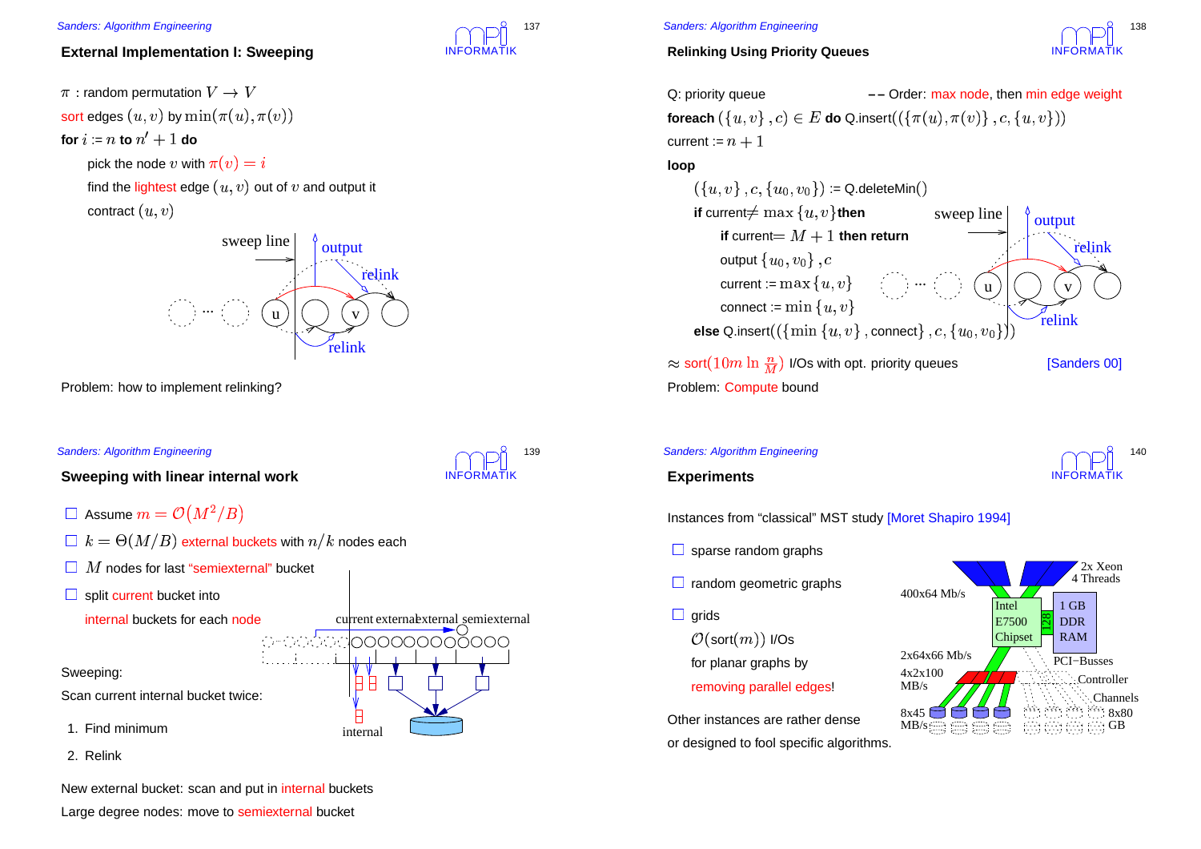## External Implementation I: Sweeping

$\pi$ : random permutation $V \to V$

sort edges $(u,v)$ by $\min(\pi(u), \pi(v))$

**for** $i := n$ **to** $n' + 1$ **do**

pick the node $v$ with $\pi(v) = i$

find the lightest edge $(u,v)$ out of $v$ and output it

contract $(u,v)$

sweep line — output — relink — u — v — relink

Problem: how to implement relinking?

## Relinking Using Priority Queues

Q: priority queue — Order: max node, then min edge weight

**foreach** $(\{u,v\}, c) \in E$ **do** Q.insert$((\{\pi(u), \pi(v)\}, c, \{u,v\}))$

current $:= n + 1$

**loop**

$(\{u,v\}, c, \{u_0, v_0\})$ := Q.deleteMin()

**if** current$\neq \max\{u,v\}$ **then**

**if** current$= M+1$ **then return**

output $\{u_0, v_0\}, c$

current $:= \max\{u,v\}$

connect $:= \min\{u,v\}$

**else** Q.insert$((\{\min\{u,v\}, \text{connect}\}, c, \{u_0, v_0\}))$

$\approx$ sort$(10m \ln \frac{n}{M})$ I/Os with opt. priority queues [Sanders 00]

Problem: Compute bound

## Sweeping with linear internal work

- Assume $m = \mathcal{O}(M^2/B)$
- $k = \Theta(M/B)$ external buckets with $n/k$ nodes each
- $M$ nodes for last "semiexternal" bucket
- split current bucket into internal buckets for each node

current external external semiexternal — internal

Sweeping:

Scan current internal bucket twice:

1. Find minimum
2. Relink

New external bucket: scan and put in internal buckets

Large degree nodes: move to semiexternal bucket

## Experiments

Instances from "classical" MST study [Moret Shapiro 1994]

- sparse random graphs
- random geometric graphs
- grids

$\mathcal{O}(\text{sort}(m))$ I/Os

for planar graphs by

removing parallel edges!

Other instances are rather dense

or designed to fool specific algorithms.

2x Xeon 4 Threads — 400x64 Mb/s — Intel E7500 Chipset — 128 — 1 GB DDR RAM — 2x64x66 Mb/s — PCI−Busses — 4x2x100 MB/s — Controller — Channels — 8x45 MB/s — 8x80 GB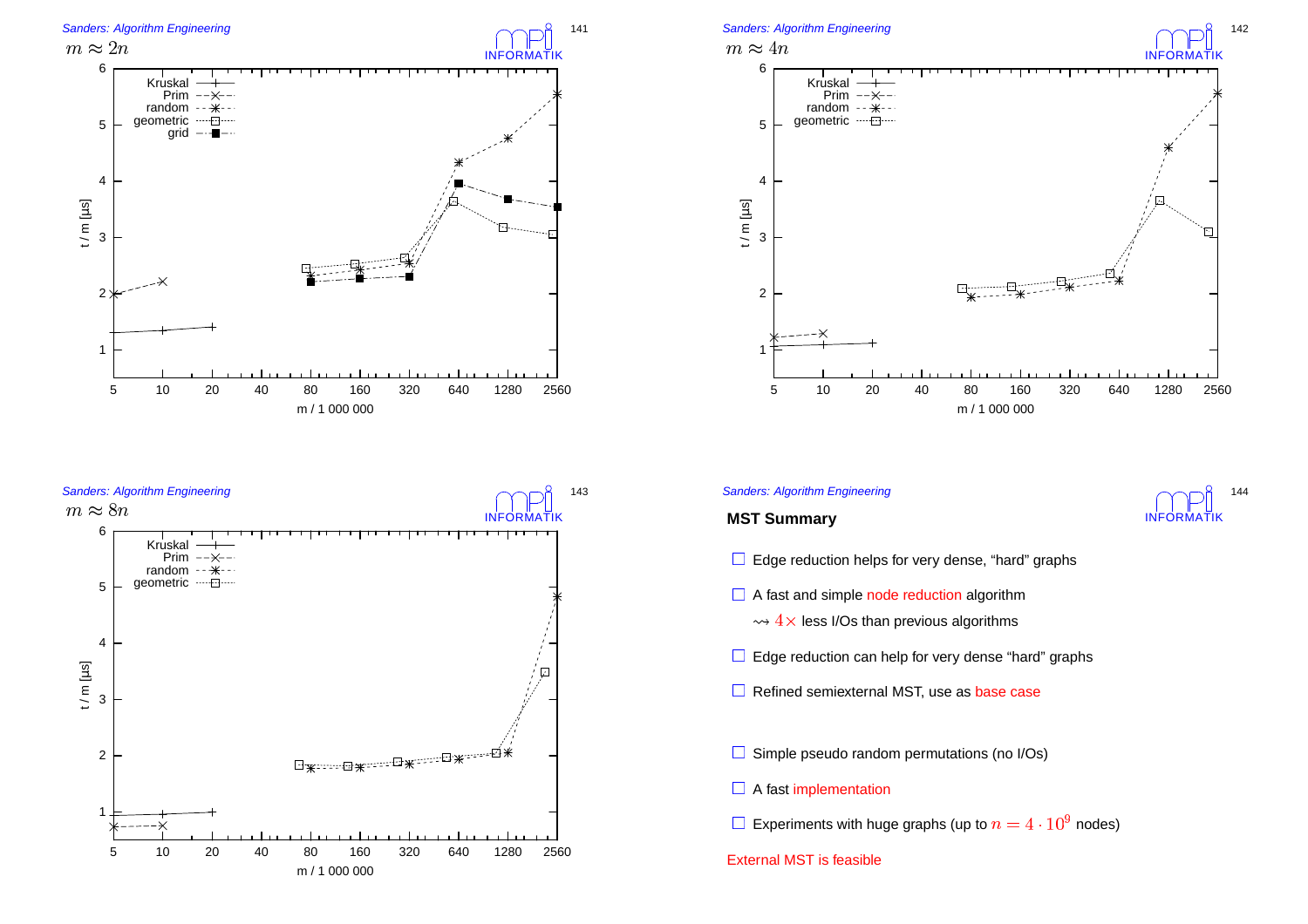## $m \approx 2n$

Legend: Kruskal, Prim, random, geometric, grid

y-axis: t / m [µs] (1–6)
x-axis: m / 1 000 000 (5, 10, 20, 40, 80, 160, 320, 640, 1280, 2560)

## $m \approx 4n$

Legend: Kruskal, Prim, random, geometric

y-axis: t / m [µs] (1–6)
x-axis: m / 1 000 000 (5, 10, 20, 40, 80, 160, 320, 640, 1280, 2560)

## $m \approx 8n$

Legend: Kruskal, Prim, random, geometric

y-axis: t / m [µs] (1–6)
x-axis: m / 1 000 000 (5, 10, 20, 40, 80, 160, 320, 640, 1280, 2560)

## MST Summary

- Edge reduction helps for very dense, "hard" graphs
- A fast and simple node reduction algorithm
  $\rightsquigarrow 4\times$ less I/Os than previous algorithms
- Edge reduction can help for very dense "hard" graphs
- Refined semiexternal MST, use as base case
- Simple pseudo random permutations (no I/Os)
- A fast implementation
- Experiments with huge graphs (up to $n = 4 \cdot 10^9$ nodes)

External MST is feasible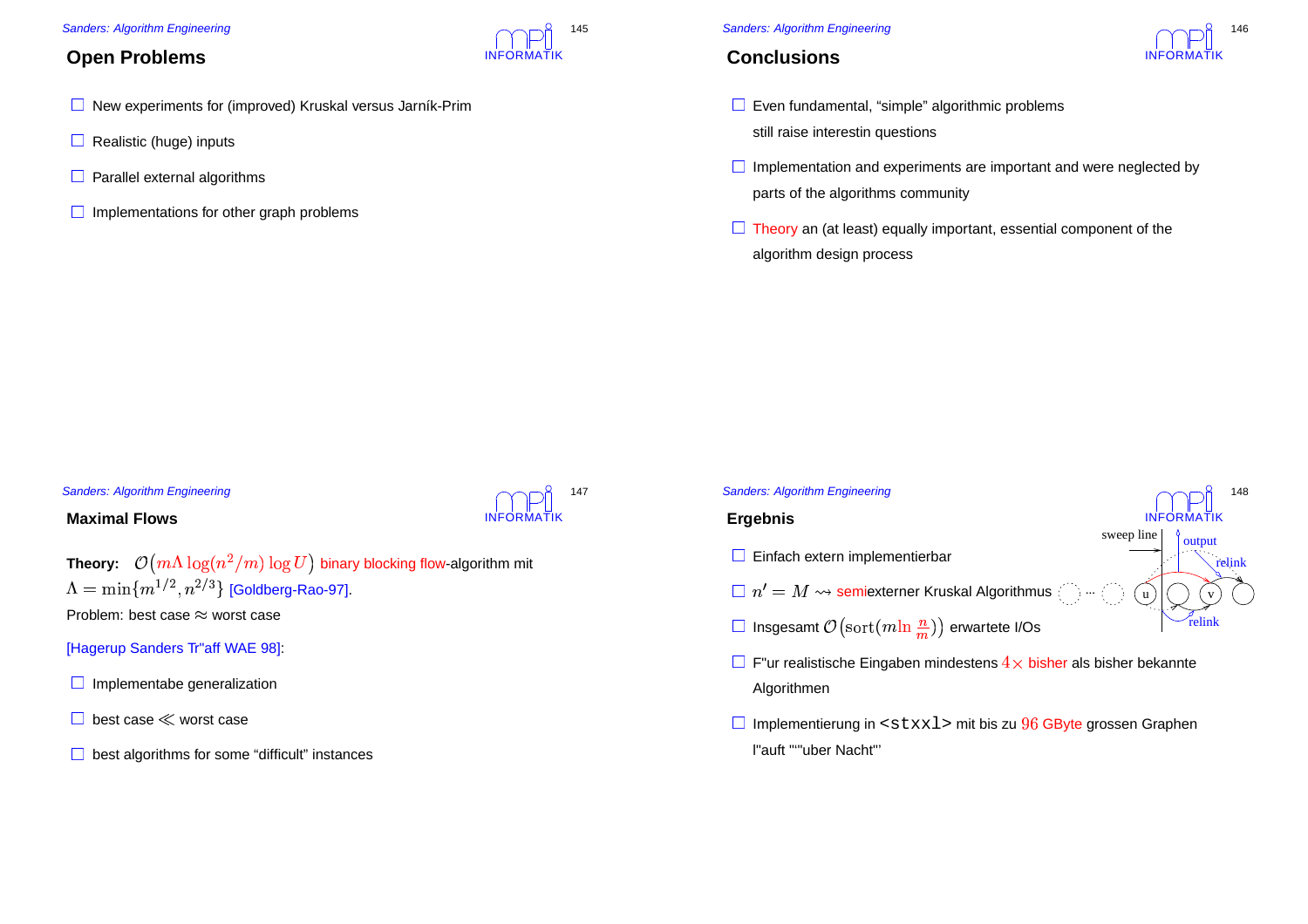## Open Problems

- New experiments for (improved) Kruskal versus Jarník-Prim
- Realistic (huge) inputs
- Parallel external algorithms
- Implementations for other graph problems

## Conclusions

- Even fundamental, “simple” algorithmic problems still raise interestin questions
- Implementation and experiments are important and were neglected by parts of the algorithms community
- Theory an (at least) equally important, essential component of the algorithm design process

## Maximal Flows

**Theory:** $\mathcal{O}\left(m\Lambda\log(n^2/m)\log U\right)$ binary blocking flow-algorithm mit $\Lambda = \min\{m^{1/2}, n^{2/3}\}$ [Goldberg-Rao-97].

Problem: best case $\approx$ worst case

[Hagerup Sanders Tr"aff WAE 98]:

- Implementabe generalization
- best case $\ll$ worst case
- best algorithms for some “difficult” instances

## Ergebnis

- Einfach extern implementierbar
- $n' = M \rightsquigarrow$ semiexterner Kruskal Algorithmus
- Insgesamt $\mathcal{O}\left(\mathrm{sort}(m\ln\frac{n}{m})\right)$ erwartete I/Os
- F"ur realistische Eingaben mindestens $4\times$ bisher als bisher bekannte Algorithmen
- Implementierung in <stxxl> mit bis zu $96$ GByte grossen Graphen l"auft ""uber Nacht"'

sweep line
output
relink
u
v
relink